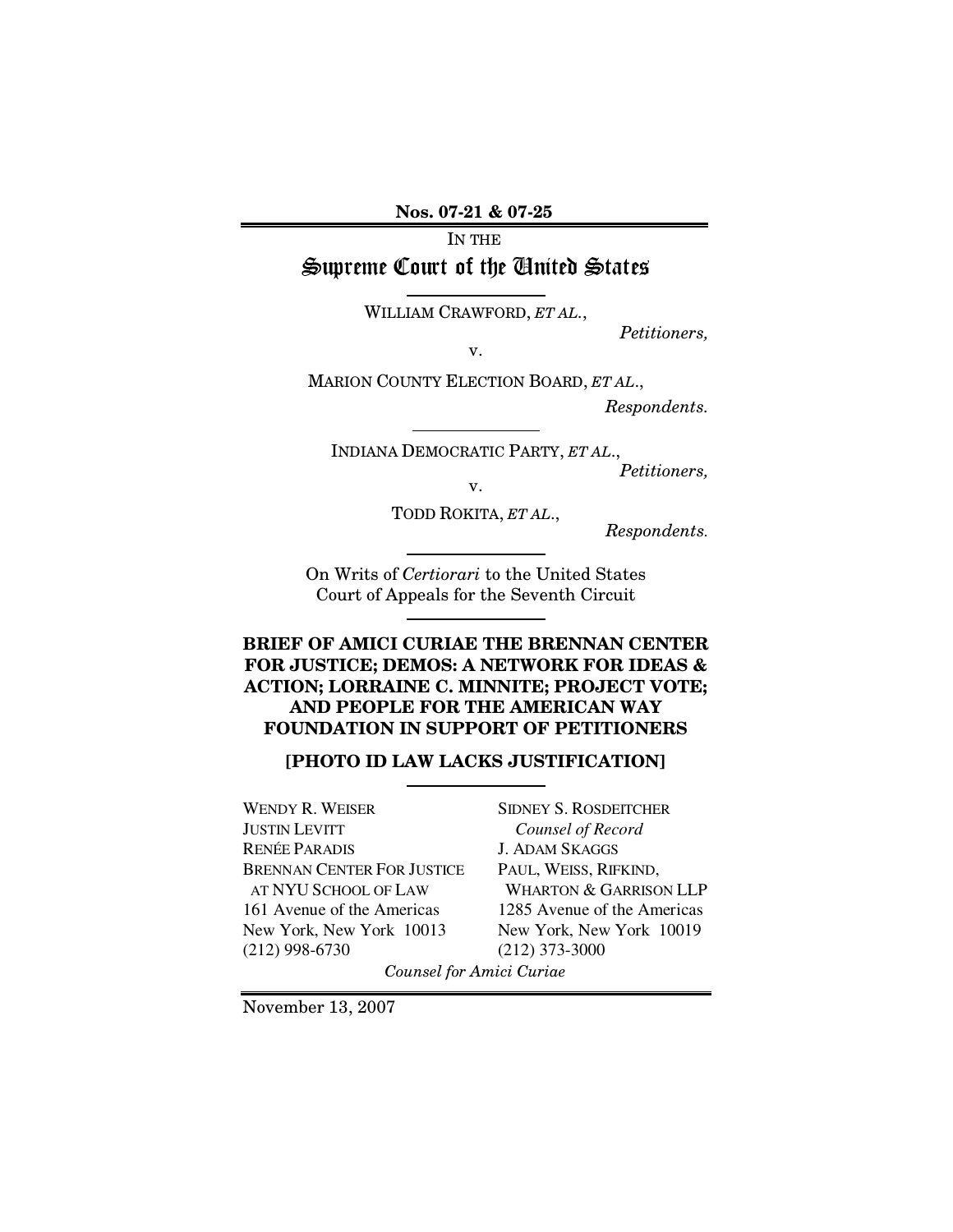**Nos. 07-21 & 07-25**

IN THE

# Supreme Court of the United States

WILLIAM CRAWFORD, *ET AL.*,

*Petitioners,*

v.

MARION COUNTY ELECTION BOARD, *ET AL.*,

*Respondents.*

INDIANA DEMOCRATIC PARTY, *ET AL.*,

*Petitioners,*

v.

TODD ROKITA, *ET AL.*,

*Respondents.*

On Writs of *Certiorari* to the United States Court of Appeals for the Seventh Circuit

## BRIEF OF AMICI CURIAE THE BRENNAN CENTER FOR JUSTICE; DEMOS: A NETWORK FOR IDEAS & ACTION; LORRAINE C. MINNITE; PROJECT VOTE; AND PEOPLE FOR THE AMERICAN WAY FOUNDATION IN SUPPORT OF PETITIONERS

### [PHOTO ID LAW LACKS JUSTIFICATION]

WENDY R. WEISER
JUSTIN LEVITT
RENÉE PARADIS
BRENNAN CENTER FOR JUSTICE AT NYU SCHOOL OF LAW
161 Avenue of the Americas
New York, New York 10013
(212) 998-6730

SIDNEY S. ROSDEITCHER
*Counsel of Record*
J. ADAM SKAGGS
PAUL, WEISS, RIFKIND, WHARTON & GARRISON LLP
1285 Avenue of the Americas
New York, New York 10019
(212) 373-3000

*Counsel for Amici Curiae*

November 13, 2007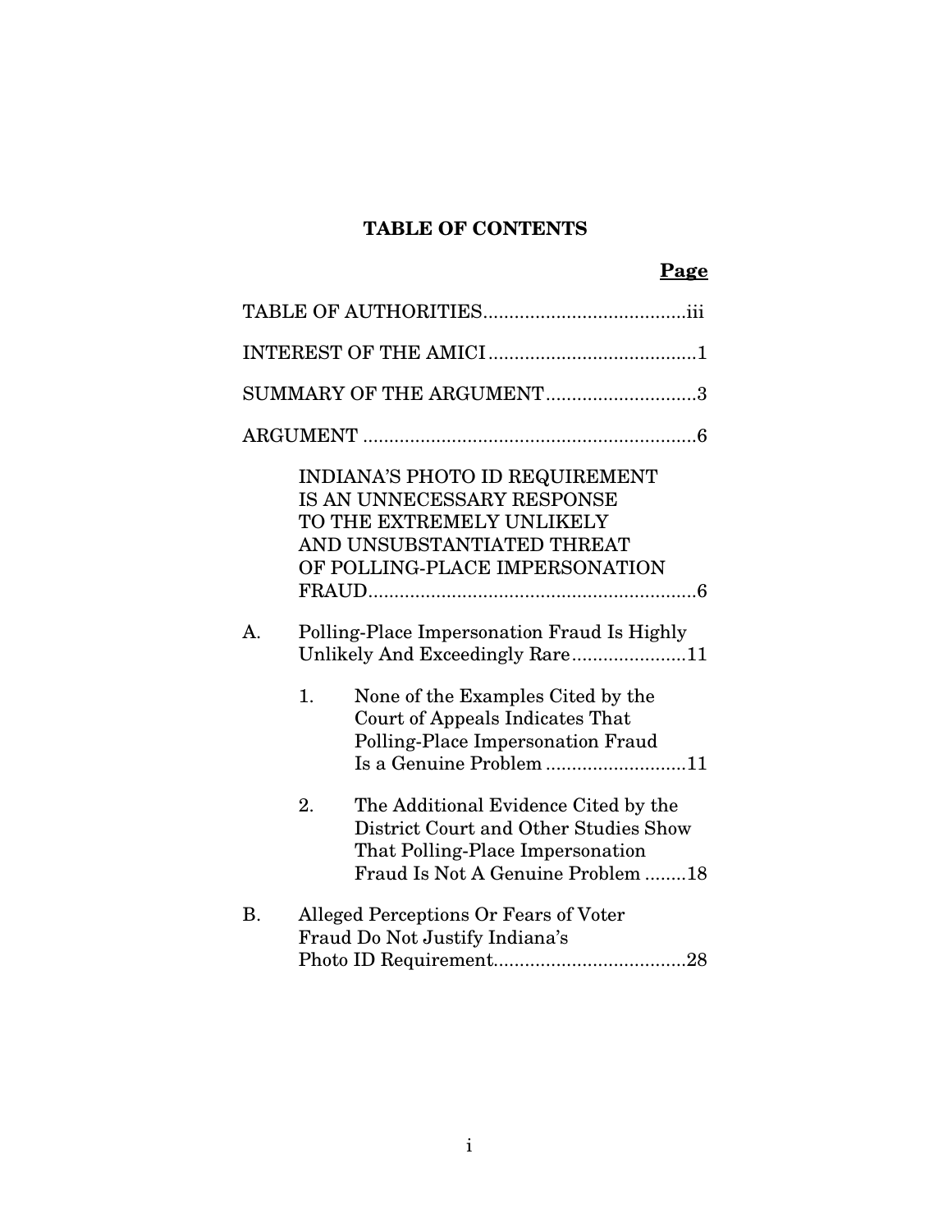# TABLE OF CONTENTS

**Page**

TABLE OF AUTHORITIES......................................iii

INTEREST OF THE AMICI........................................1

SUMMARY OF THE ARGUMENT.............................3

ARGUMENT ................................................................6

INDIANA'S PHOTO ID REQUIREMENT IS AN UNNECESSARY RESPONSE TO THE EXTREMELY UNLIKELY AND UNSUBSTANTIATED THREAT OF POLLING-PLACE IMPERSONATION FRAUD...............................................................6

A. Polling-Place Impersonation Fraud Is Highly Unlikely And Exceedingly Rare......................11

1. None of the Examples Cited by the Court of Appeals Indicates That Polling-Place Impersonation Fraud Is a Genuine Problem ...........................11

2. The Additional Evidence Cited by the District Court and Other Studies Show That Polling-Place Impersonation Fraud Is Not A Genuine Problem ........18

B. Alleged Perceptions Or Fears of Voter Fraud Do Not Justify Indiana's Photo ID Requirement....................................28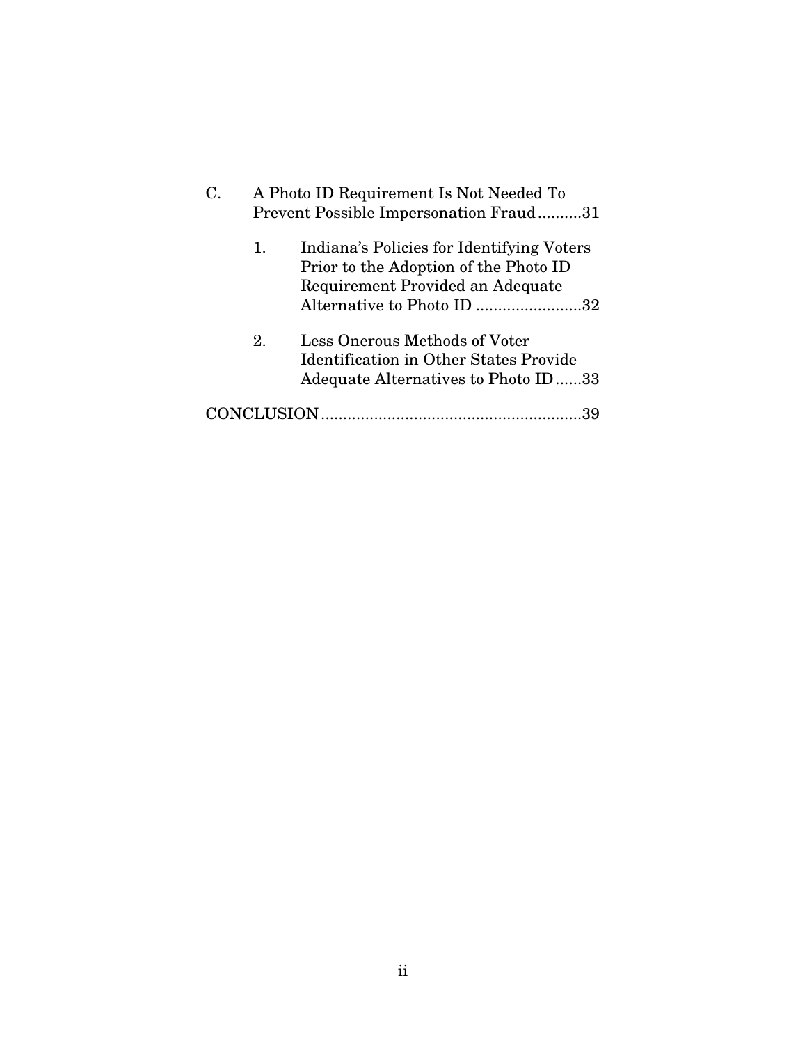C. A Photo ID Requirement Is Not Needed To Prevent Possible Impersonation Fraud..........31

1. Indiana's Policies for Identifying Voters Prior to the Adoption of the Photo ID Requirement Provided an Adequate Alternative to Photo ID ........................32

2. Less Onerous Methods of Voter Identification in Other States Provide Adequate Alternatives to Photo ID......33

CONCLUSION..........................................................39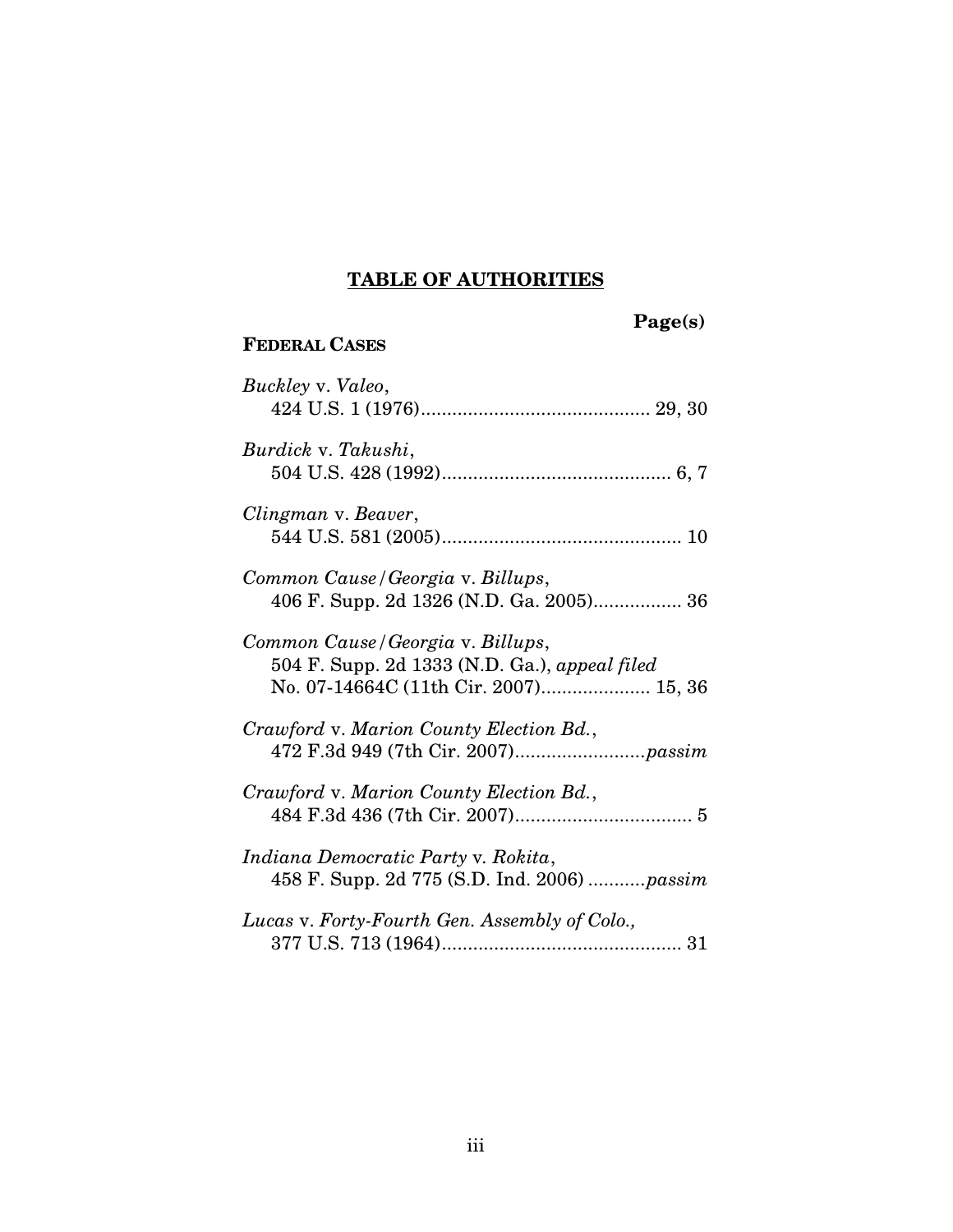## TABLE OF AUTHORITIES

**Page(s)**

**FEDERAL CASES**

*Buckley* v. *Valeo*,
424 U.S. 1 (1976)........................................... 29, 30

*Burdick* v. *Takushi*,
504 U.S. 428 (1992)........................................... 6, 7

*Clingman* v. *Beaver*,
544 U.S. 581 (2005)............................................. 10

*Common Cause/Georgia* v. *Billups*,
406 F. Supp. 2d 1326 (N.D. Ga. 2005)................ 36

*Common Cause/Georgia* v. *Billups*,
504 F. Supp. 2d 1333 (N.D. Ga.), *appeal filed*
No. 07-14664C (11th Cir. 2007).................... 15, 36

*Crawford* v. *Marion County Election Bd.*,
472 F.3d 949 (7th Cir. 2007)........................*passim*

*Crawford* v. *Marion County Election Bd.*,
484 F.3d 436 (7th Cir. 2007).................................. 5

*Indiana Democratic Party* v. *Rokita*,
458 F. Supp. 2d 775 (S.D. Ind. 2006) ...........*passim*

*Lucas* v. *Forty-Fourth Gen. Assembly of Colo.,*
377 U.S. 713 (1964)............................................. 31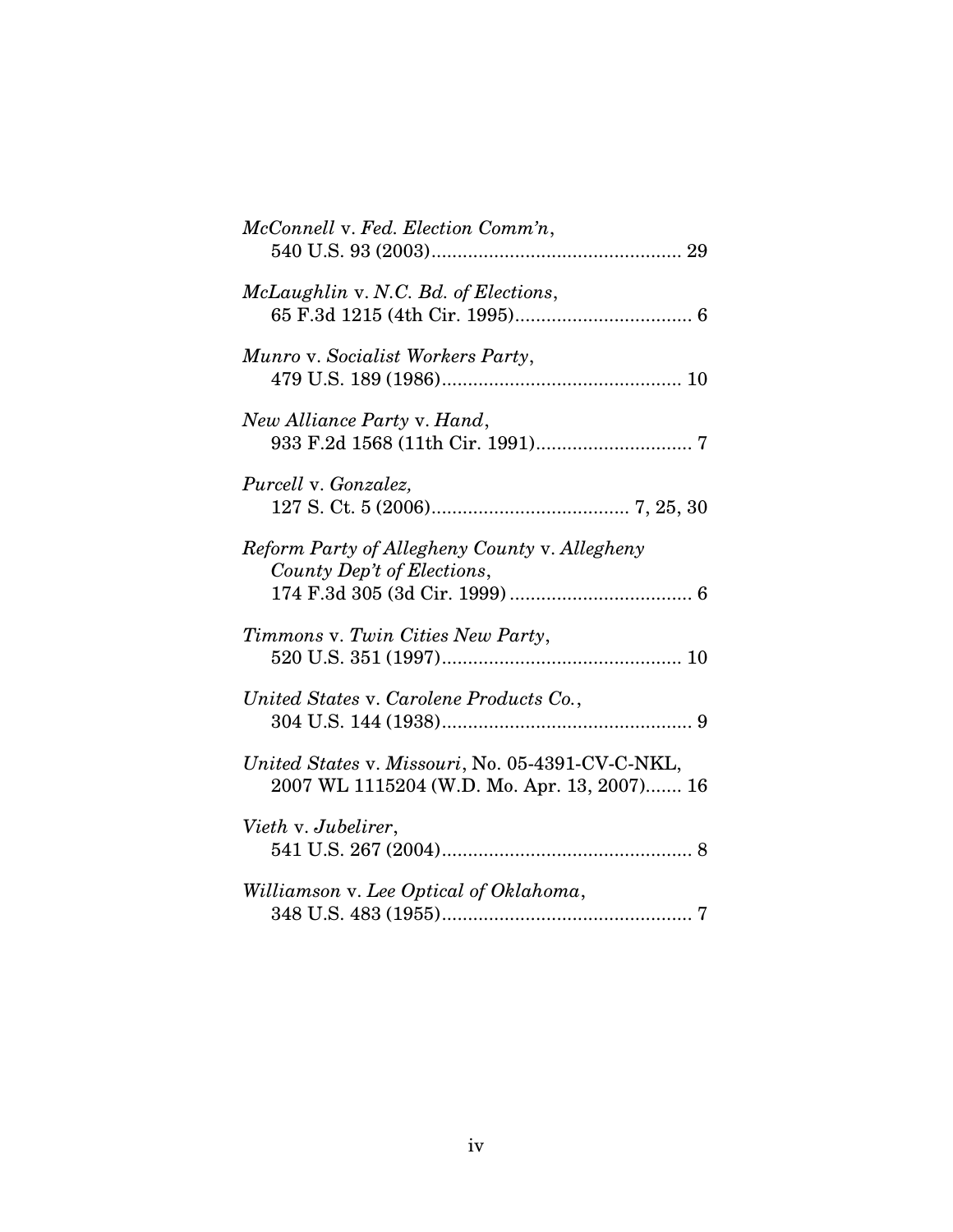*McConnell* v. *Fed. Election Comm'n*,
540 U.S. 93 (2003)................................................ 29

*McLaughlin* v. *N.C. Bd. of Elections*,
65 F.3d 1215 (4th Cir. 1995)................................. 6

*Munro* v. *Socialist Workers Party*,
479 U.S. 189 (1986).............................................. 10

*New Alliance Party* v. *Hand*,
933 F.2d 1568 (11th Cir. 1991).............................. 7

*Purcell* v. *Gonzalez,*
127 S. Ct. 5 (2006)...................................... 7, 25, 30

*Reform Party of Allegheny County* v. *Allegheny County Dep't of Elections*,
174 F.3d 305 (3d Cir. 1999) ................................... 6

*Timmons* v. *Twin Cities New Party*,
520 U.S. 351 (1997).............................................. 10

*United States* v. *Carolene Products Co.*,
304 U.S. 144 (1938)................................................ 9

*United States* v. *Missouri*, No. 05-4391-CV-C-NKL,
2007 WL 1115204 (W.D. Mo. Apr. 13, 2007)....... 16

*Vieth* v. *Jubelirer*,
541 U.S. 267 (2004)................................................ 8

*Williamson* v. *Lee Optical of Oklahoma*,
348 U.S. 483 (1955)................................................ 7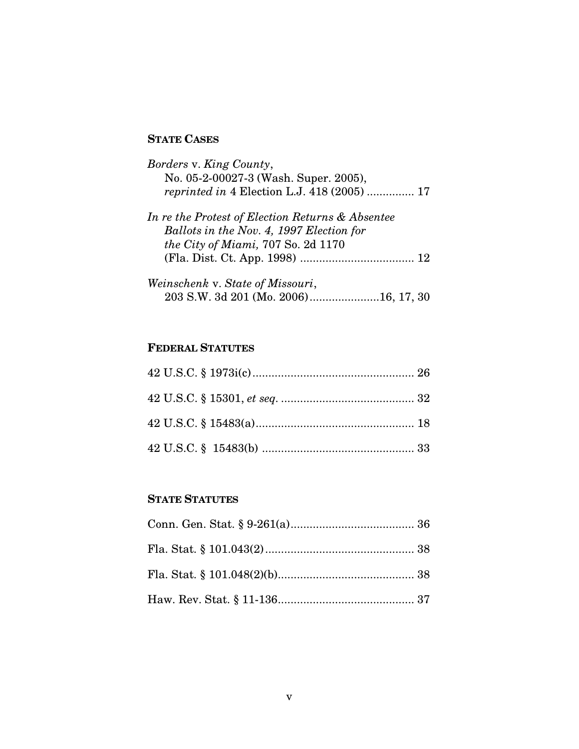**STATE CASES**

*Borders* v. *King County*,
No. 05-2-00027-3 (Wash. Super. 2005),
*reprinted in* 4 Election L.J. 418 (2005) ............... 17

*In re the Protest of Election Returns & Absentee Ballots in the Nov. 4, 1997 Election for the City of Miami,* 707 So. 2d 1170
(Fla. Dist. Ct. App. 1998) .................................... 12

*Weinschenk* v. *State of Missouri*,
203 S.W. 3d 201 (Mo. 2006)......................16, 17, 30

**FEDERAL STATUTES**

42 U.S.C. § 1973i(c).................................................. 26

42 U.S.C. § 15301, *et seq*. .......................................... 32

42 U.S.C. § 15483(a).................................................. 18

42 U.S.C. § 15483(b) ................................................ 33

**STATE STATUTES**

Conn. Gen. Stat. § 9-261(a)....................................... 36

Fla. Stat. § 101.043(2)............................................... 38

Fla. Stat. § 101.048(2)(b)........................................... 38

Haw. Rev. Stat. § 11-136........................................... 37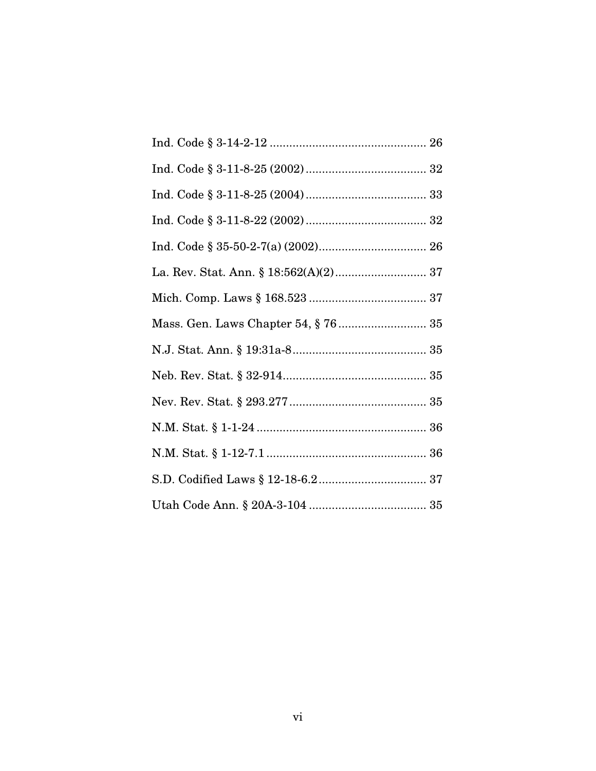Ind. Code § 3-14-2-12 ................................................ 26

Ind. Code § 3-11-8-25 (2002) ..................................... 32

Ind. Code § 3-11-8-25 (2004) ..................................... 33

Ind. Code § 3-11-8-22 (2002) ..................................... 32

Ind. Code § 35-50-2-7(a) (2002) ................................. 26

La. Rev. Stat. Ann. § 18:562(A)(2) ............................ 37

Mich. Comp. Laws § 168.523 .................................... 37

Mass. Gen. Laws Chapter 54, § 76 ........................... 35

N.J. Stat. Ann. § 19:31a-8 ......................................... 35

Neb. Rev. Stat. § 32-914 ............................................ 35

Nev. Rev. Stat. § 293.277 .......................................... 35

N.M. Stat. § 1-1-24 .................................................... 36

N.M. Stat. § 1-12-7.1 ................................................ 36

S.D. Codified Laws § 12-18-6.2 ................................. 37

Utah Code Ann. § 20A-3-104 .................................... 35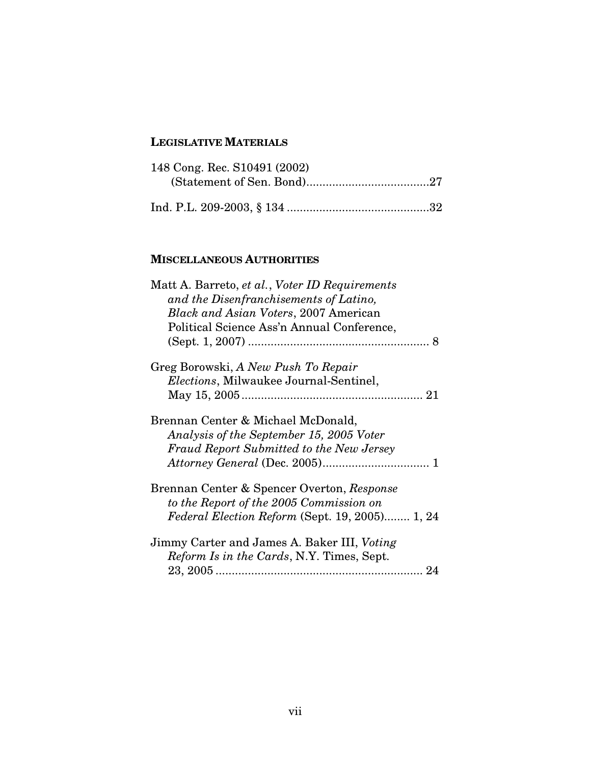**LEGISLATIVE MATERIALS**

148 Cong. Rec. S10491 (2002)
(Statement of Sen. Bond).....................................27

Ind. P.L. 209-2003, § 134 ...........................................32

**MISCELLANEOUS AUTHORITIES**

Matt A. Barreto, *et al.*, *Voter ID Requirements and the Disenfranchisements of Latino, Black and Asian Voters*, 2007 American Political Science Ass'n Annual Conference, (Sept. 1, 2007) ........................................................ 8

Greg Borowski, *A New Push To Repair Elections*, Milwaukee Journal-Sentinel, May 15, 2005........................................................ 21

Brennan Center & Michael McDonald, *Analysis of the September 15, 2005 Voter Fraud Report Submitted to the New Jersey Attorney General* (Dec. 2005)................................. 1

Brennan Center & Spencer Overton, *Response to the Report of the 2005 Commission on Federal Election Reform* (Sept. 19, 2005)........ 1, 24

Jimmy Carter and James A. Baker III, *Voting Reform Is in the Cards*, N.Y. Times, Sept. 23, 2005 ................................................................ 24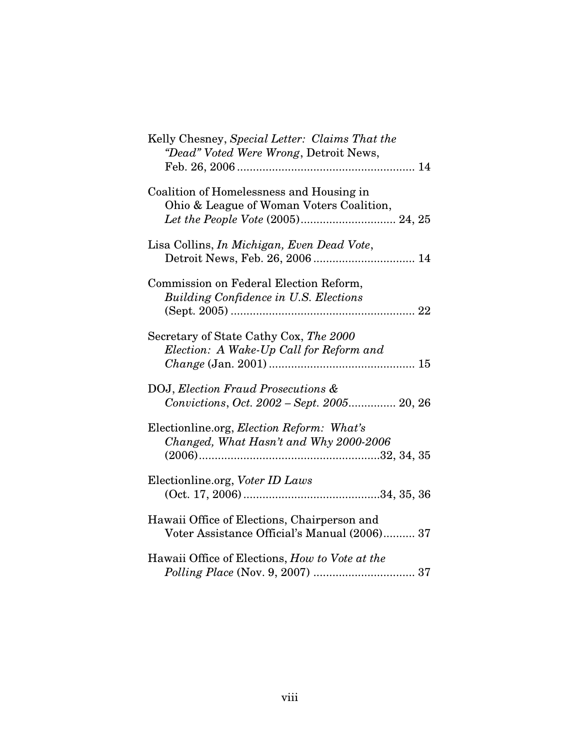Kelly Chesney, *Special Letter: Claims That the "Dead" Voted Were Wrong*, Detroit News, Feb. 26, 2006 ........................................................ 14

Coalition of Homelessness and Housing in Ohio & League of Woman Voters Coalition, *Let the People Vote* (2005).............................. 24, 25

Lisa Collins, *In Michigan, Even Dead Vote*, Detroit News, Feb. 26, 2006 ................................ 14

Commission on Federal Election Reform, *Building Confidence in U.S. Elections* (Sept. 2005) .......................................................... 22

Secretary of State Cathy Cox, *The 2000 Election: A Wake-Up Call for Reform and Change* (Jan. 2001) .............................................. 15

DOJ, *Election Fraud Prosecutions & Convictions*, *Oct. 2002 – Sept. 2005*............... 20, 26

Electionline.org, *Election Reform: What's Changed, What Hasn't and Why 2000-2006* (2006).........................................................32, 34, 35

Electionline.org, *Voter ID Laws* (Oct. 17, 2006)...........................................34, 35, 36

Hawaii Office of Elections, Chairperson and Voter Assistance Official's Manual (2006).......... 37

Hawaii Office of Elections, *How to Vote at the Polling Place* (Nov. 9, 2007) ................................ 37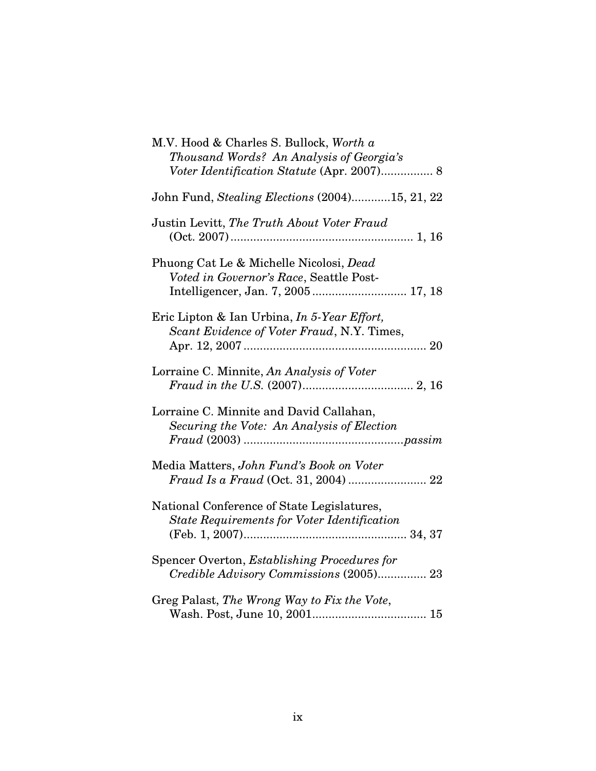M.V. Hood & Charles S. Bullock, *Worth a Thousand Words? An Analysis of Georgia's Voter Identification Statute* (Apr. 2007)................ 8

John Fund, *Stealing Elections* (2004)............15, 21, 22

Justin Levitt, *The Truth About Voter Fraud* (Oct. 2007)........................................................ 1, 16

Phuong Cat Le & Michelle Nicolosi, *Dead Voted in Governor's Race*, Seattle Post-Intelligencer, Jan. 7, 2005............................. 17, 18

Eric Lipton & Ian Urbina, *In 5-Year Effort, Scant Evidence of Voter Fraud*, N.Y. Times, Apr. 12, 2007........................................................ 20

Lorraine C. Minnite, *An Analysis of Voter Fraud in the U.S.* (2007).................................. 2, 16

Lorraine C. Minnite and David Callahan, *Securing the Vote: An Analysis of Election Fraud* (2003) .................................................*passim*

Media Matters, *John Fund's Book on Voter Fraud Is a Fraud* (Oct. 31, 2004) ........................ 22

National Conference of State Legislatures, *State Requirements for Voter Identification* (Feb. 1, 2007).................................................. 34, 37

Spencer Overton, *Establishing Procedures for Credible Advisory Commissions* (2005)............... 23

Greg Palast, *The Wrong Way to Fix the Vote*, Wash. Post, June 10, 2001................................... 15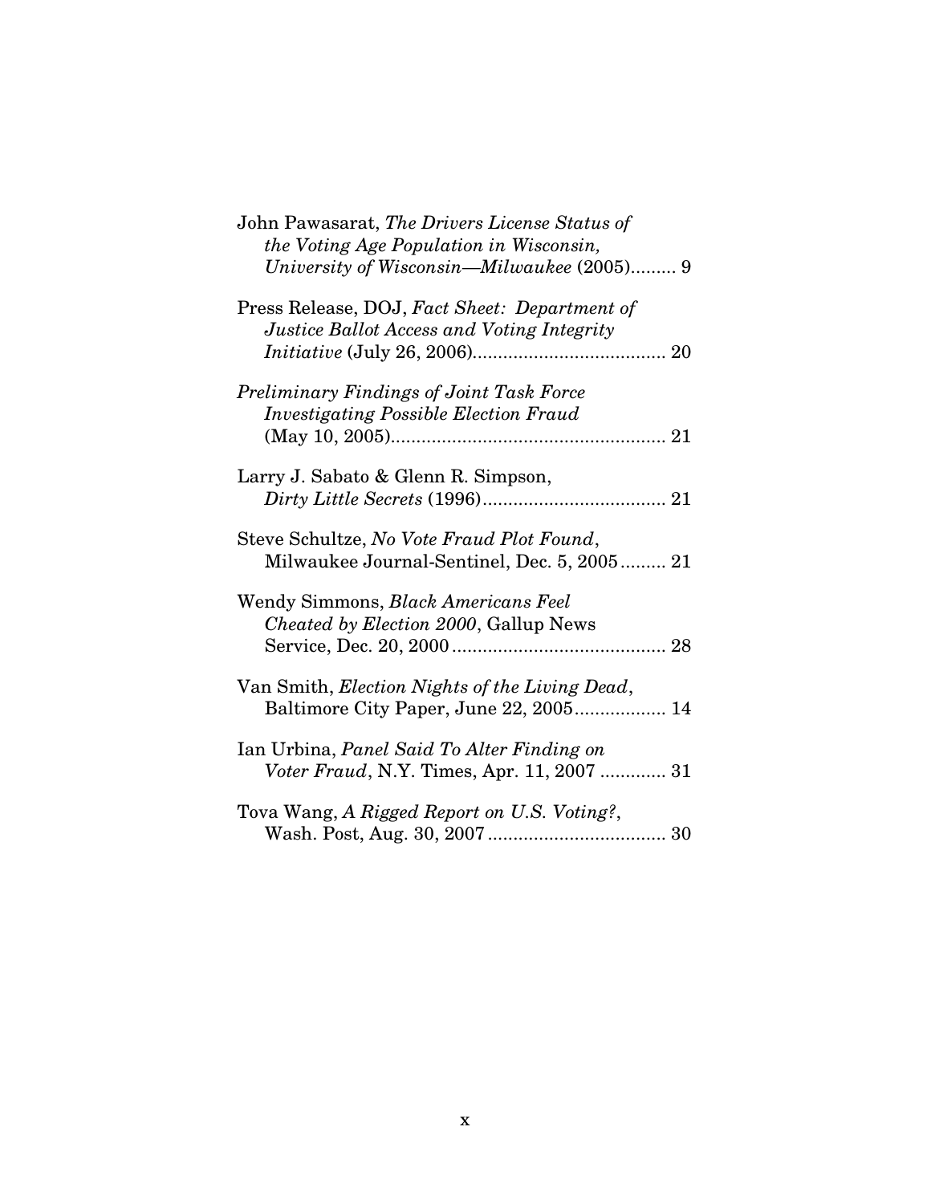John Pawasarat, *The Drivers License Status of the Voting Age Population in Wisconsin, University of Wisconsin—Milwaukee* (2005)......... 9

Press Release, DOJ, *Fact Sheet: Department of Justice Ballot Access and Voting Integrity Initiative* (July 26, 2006)...................................... 20

*Preliminary Findings of Joint Task Force Investigating Possible Election Fraud* (May 10, 2005)...................................................... 21

Larry J. Sabato & Glenn R. Simpson, *Dirty Little Secrets* (1996).................................... 21

Steve Schultze, *No Vote Fraud Plot Found*, Milwaukee Journal-Sentinel, Dec. 5, 2005......... 21

Wendy Simmons, *Black Americans Feel Cheated by Election 2000*, Gallup News Service, Dec. 20, 2000.......................................... 28

Van Smith, *Election Nights of the Living Dead*, Baltimore City Paper, June 22, 2005.................. 14

Ian Urbina, *Panel Said To Alter Finding on Voter Fraud*, N.Y. Times, Apr. 11, 2007 ............. 31

Tova Wang, *A Rigged Report on U.S. Voting?*, Wash. Post, Aug. 30, 2007................................... 30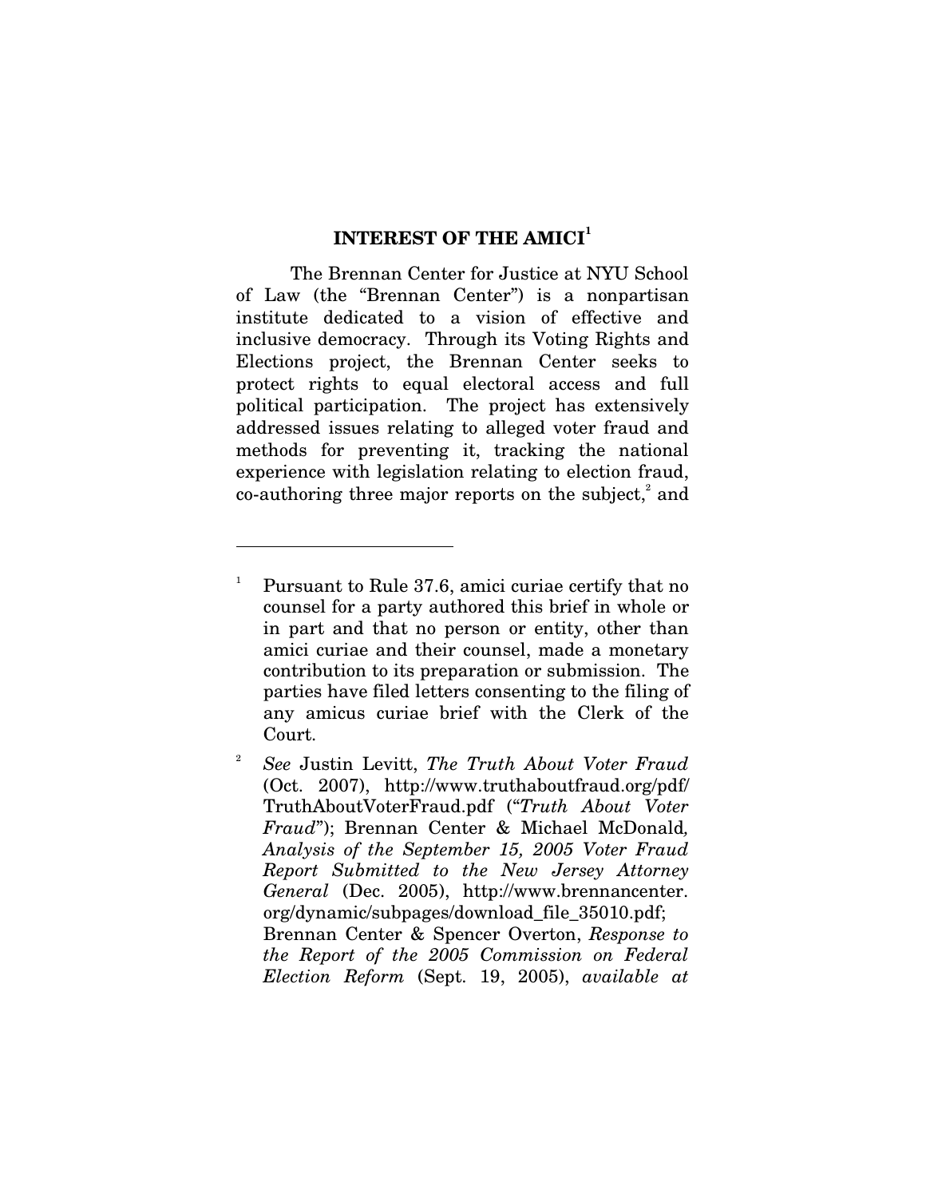## INTEREST OF THE AMICI[1]

The Brennan Center for Justice at NYU School of Law (the "Brennan Center") is a nonpartisan institute dedicated to a vision of effective and inclusive democracy. Through its Voting Rights and Elections project, the Brennan Center seeks to protect rights to equal electoral access and full political participation. The project has extensively addressed issues relating to alleged voter fraud and methods for preventing it, tracking the national experience with legislation relating to election fraud, co-authoring three major reports on the subject,[2] and

---

[1] Pursuant to Rule 37.6, amici curiae certify that no counsel for a party authored this brief in whole or in part and that no person or entity, other than amici curiae and their counsel, made a monetary contribution to its preparation or submission. The parties have filed letters consenting to the filing of any amicus curiae brief with the Clerk of the Court.

[2] *See* Justin Levitt, *The Truth About Voter Fraud* (Oct. 2007), http://www.truthaboutfraud.org/pdf/TruthAboutVoterFraud.pdf ("*Truth About Voter Fraud*"); Brennan Center & Michael McDonald*, Analysis of the September 15, 2005 Voter Fraud Report Submitted to the New Jersey Attorney General* (Dec. 2005), http://www.brennancenter.org/dynamic/subpages/download_file_35010.pdf; Brennan Center & Spencer Overton, *Response to the Report of the 2005 Commission on Federal Election Reform* (Sept. 19, 2005), *available at*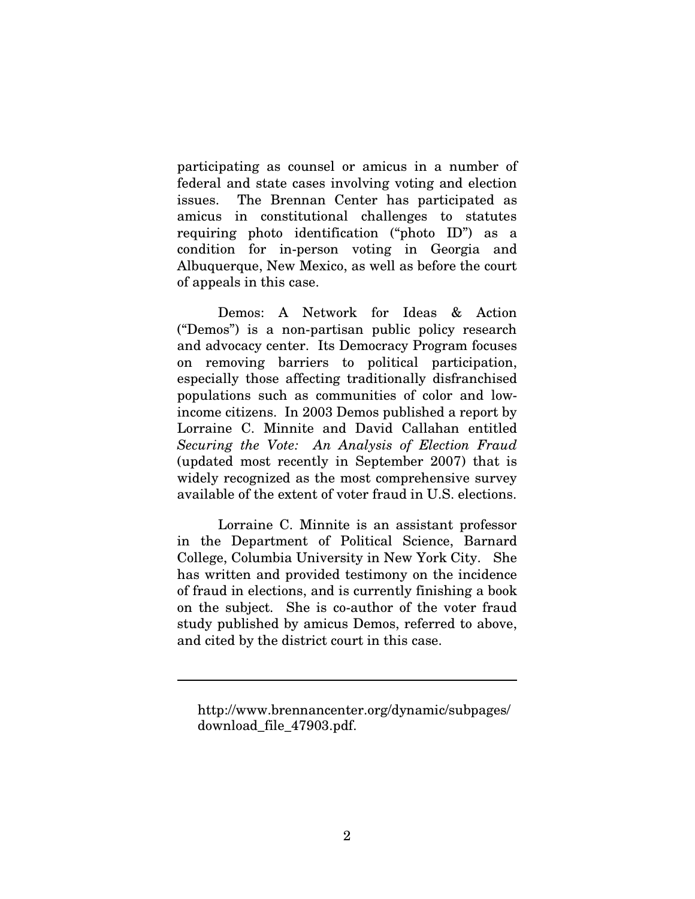participating as counsel or amicus in a number of federal and state cases involving voting and election issues. The Brennan Center has participated as amicus in constitutional challenges to statutes requiring photo identification ("photo ID") as a condition for in-person voting in Georgia and Albuquerque, New Mexico, as well as before the court of appeals in this case.

Demos: A Network for Ideas & Action ("Demos") is a non-partisan public policy research and advocacy center. Its Democracy Program focuses on removing barriers to political participation, especially those affecting traditionally disfranchised populations such as communities of color and low-income citizens. In 2003 Demos published a report by Lorraine C. Minnite and David Callahan entitled *Securing the Vote: An Analysis of Election Fraud* (updated most recently in September 2007) that is widely recognized as the most comprehensive survey available of the extent of voter fraud in U.S. elections.

Lorraine C. Minnite is an assistant professor in the Department of Political Science, Barnard College, Columbia University in New York City. She has written and provided testimony on the incidence of fraud in elections, and is currently finishing a book on the subject. She is co-author of the voter fraud study published by amicus Demos, referred to above, and cited by the district court in this case.

---

http://www.brennancenter.org/dynamic/subpages/download_file_47903.pdf.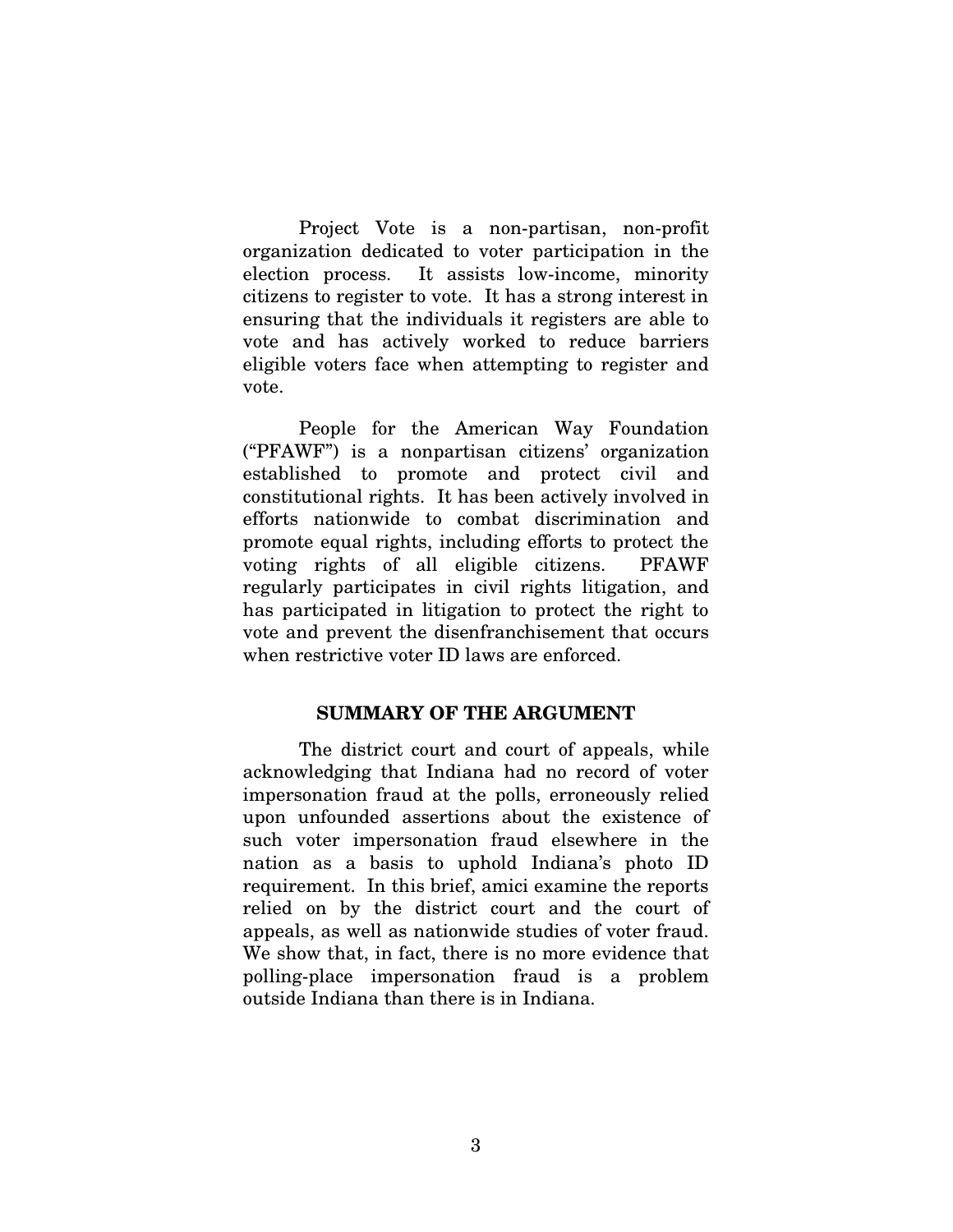Project Vote is a non-partisan, non-profit organization dedicated to voter participation in the election process. It assists low-income, minority citizens to register to vote. It has a strong interest in ensuring that the individuals it registers are able to vote and has actively worked to reduce barriers eligible voters face when attempting to register and vote.

People for the American Way Foundation ("PFAWF") is a nonpartisan citizens' organization established to promote and protect civil and constitutional rights. It has been actively involved in efforts nationwide to combat discrimination and promote equal rights, including efforts to protect the voting rights of all eligible citizens. PFAWF regularly participates in civil rights litigation, and has participated in litigation to protect the right to vote and prevent the disenfranchisement that occurs when restrictive voter ID laws are enforced.

## SUMMARY OF THE ARGUMENT

The district court and court of appeals, while acknowledging that Indiana had no record of voter impersonation fraud at the polls, erroneously relied upon unfounded assertions about the existence of such voter impersonation fraud elsewhere in the nation as a basis to uphold Indiana's photo ID requirement. In this brief, amici examine the reports relied on by the district court and the court of appeals, as well as nationwide studies of voter fraud. We show that, in fact, there is no more evidence that polling-place impersonation fraud is a problem outside Indiana than there is in Indiana.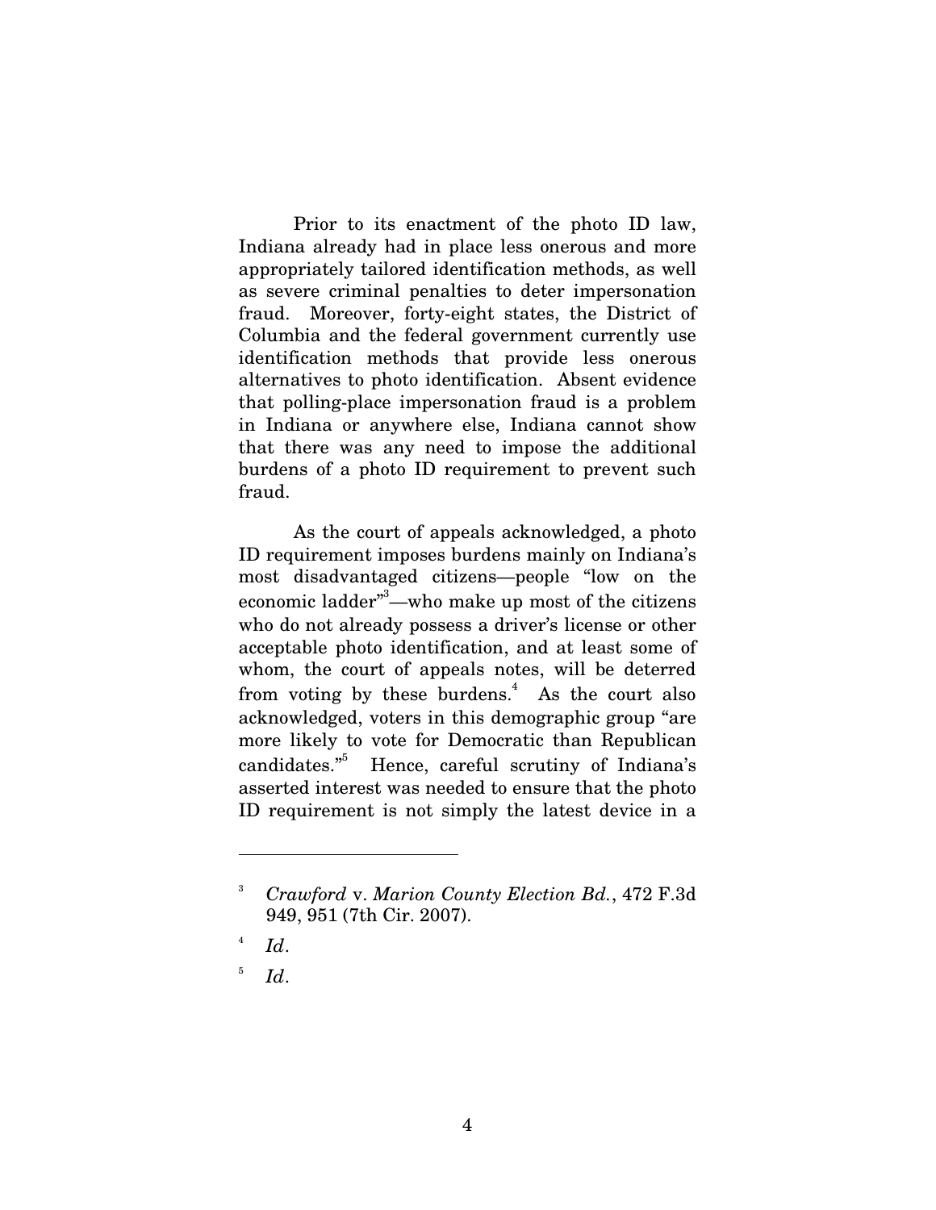Prior to its enactment of the photo ID law, Indiana already had in place less onerous and more appropriately tailored identification methods, as well as severe criminal penalties to deter impersonation fraud. Moreover, forty-eight states, the District of Columbia and the federal government currently use identification methods that provide less onerous alternatives to photo identification. Absent evidence that polling-place impersonation fraud is a problem in Indiana or anywhere else, Indiana cannot show that there was any need to impose the additional burdens of a photo ID requirement to prevent such fraud.

As the court of appeals acknowledged, a photo ID requirement imposes burdens mainly on Indiana's most disadvantaged citizens—people "low on the economic ladder"[3]—who make up most of the citizens who do not already possess a driver's license or other acceptable photo identification, and at least some of whom, the court of appeals notes, will be deterred from voting by these burdens.[4] As the court also acknowledged, voters in this demographic group "are more likely to vote for Democratic than Republican candidates."[5] Hence, careful scrutiny of Indiana's asserted interest was needed to ensure that the photo ID requirement is not simply the latest device in a

---

[3] *Crawford* v. *Marion County Election Bd.*, 472 F.3d 949, 951 (7th Cir. 2007).

[4] *Id*.

[5] *Id*.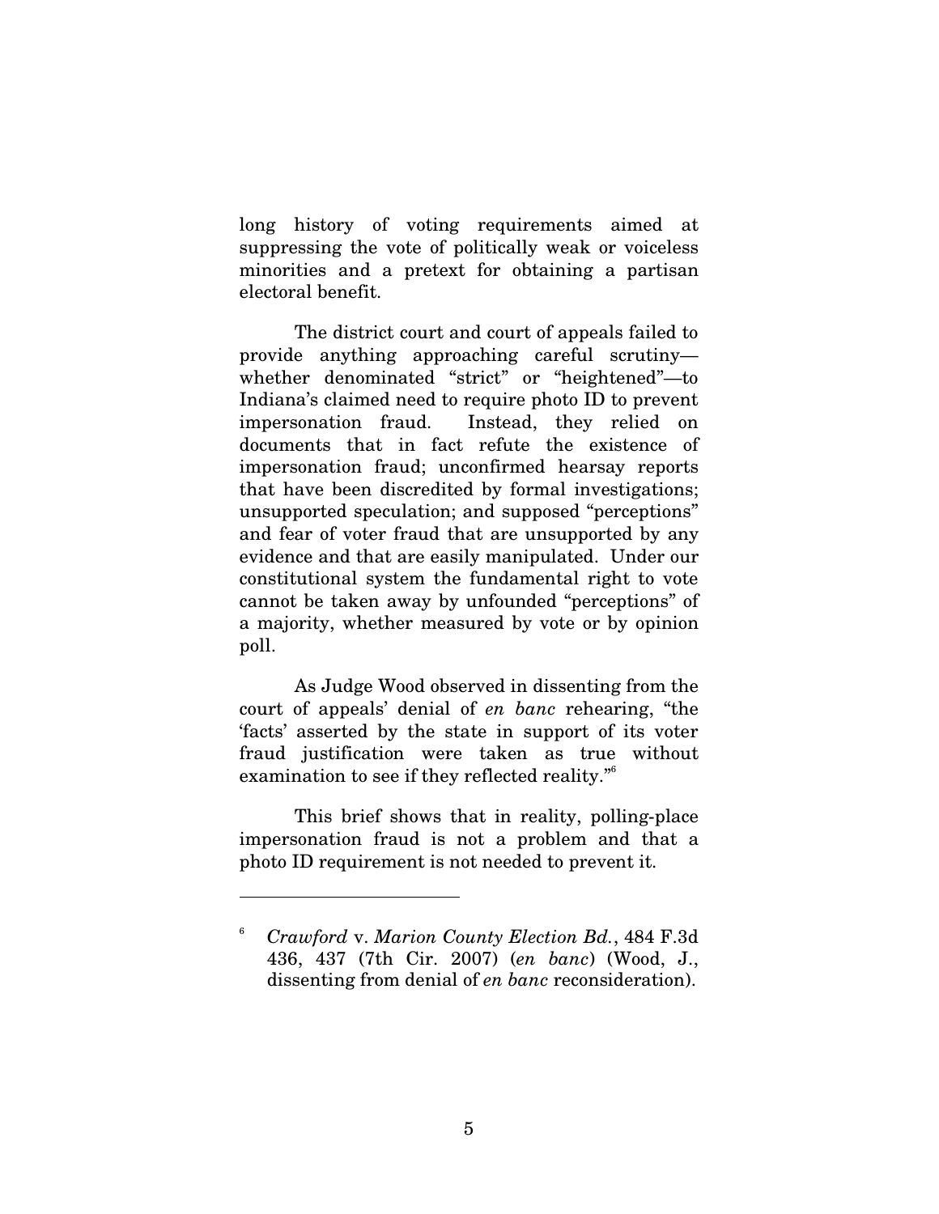long history of voting requirements aimed at suppressing the vote of politically weak or voiceless minorities and a pretext for obtaining a partisan electoral benefit.

The district court and court of appeals failed to provide anything approaching careful scrutiny—whether denominated "strict" or "heightened"—to Indiana's claimed need to require photo ID to prevent impersonation fraud. Instead, they relied on documents that in fact refute the existence of impersonation fraud; unconfirmed hearsay reports that have been discredited by formal investigations; unsupported speculation; and supposed "perceptions" and fear of voter fraud that are unsupported by any evidence and that are easily manipulated. Under our constitutional system the fundamental right to vote cannot be taken away by unfounded "perceptions" of a majority, whether measured by vote or by opinion poll.

As Judge Wood observed in dissenting from the court of appeals' denial of *en banc* rehearing, "the 'facts' asserted by the state in support of its voter fraud justification were taken as true without examination to see if they reflected reality."[6]

This brief shows that in reality, polling-place impersonation fraud is not a problem and that a photo ID requirement is not needed to prevent it.

---

[6] *Crawford* v. *Marion County Election Bd.*, 484 F.3d 436, 437 (7th Cir. 2007) (*en banc*) (Wood, J., dissenting from denial of *en banc* reconsideration).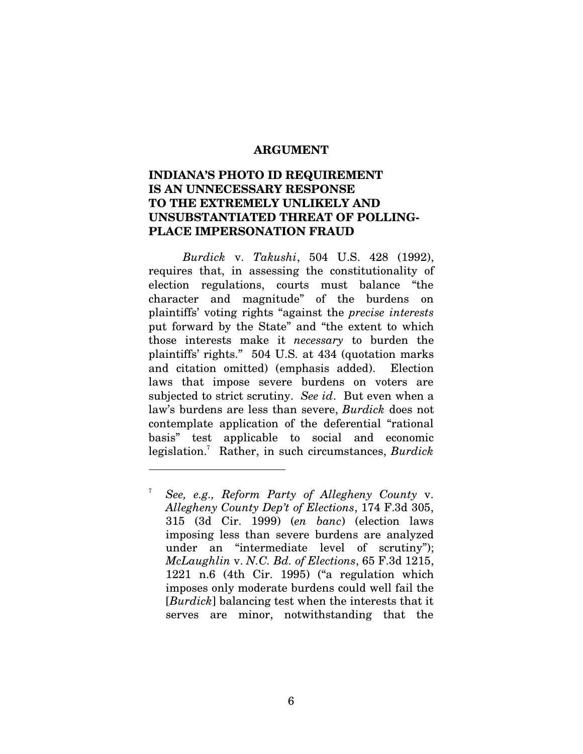# ARGUMENT

## INDIANA'S PHOTO ID REQUIREMENT IS AN UNNECESSARY RESPONSE TO THE EXTREMELY UNLIKELY AND UNSUBSTANTIATED THREAT OF POLLING-PLACE IMPERSONATION FRAUD

*Burdick* v. *Takushi*, 504 U.S. 428 (1992), requires that, in assessing the constitutionality of election regulations, courts must balance "the character and magnitude" of the burdens on plaintiffs' voting rights "against the *precise interests* put forward by the State" and "the extent to which those interests make it *necessary* to burden the plaintiffs' rights." 504 U.S. at 434 (quotation marks and citation omitted) (emphasis added). Election laws that impose severe burdens on voters are subjected to strict scrutiny. *See id*. But even when a law's burdens are less than severe, *Burdick* does not contemplate application of the deferential "rational basis" test applicable to social and economic legislation.[7] Rather, in such circumstances, *Burdick*

---

[7] *See, e.g., Reform Party of Allegheny County* v. *Allegheny County Dep't of Elections*, 174 F.3d 305, 315 (3d Cir. 1999) (*en banc*) (election laws imposing less than severe burdens are analyzed under an "intermediate level of scrutiny"); *McLaughlin* v. *N.C. Bd. of Elections*, 65 F.3d 1215, 1221 n.6 (4th Cir. 1995) ("a regulation which imposes only moderate burdens could well fail the [*Burdick*] balancing test when the interests that it serves are minor, notwithstanding that the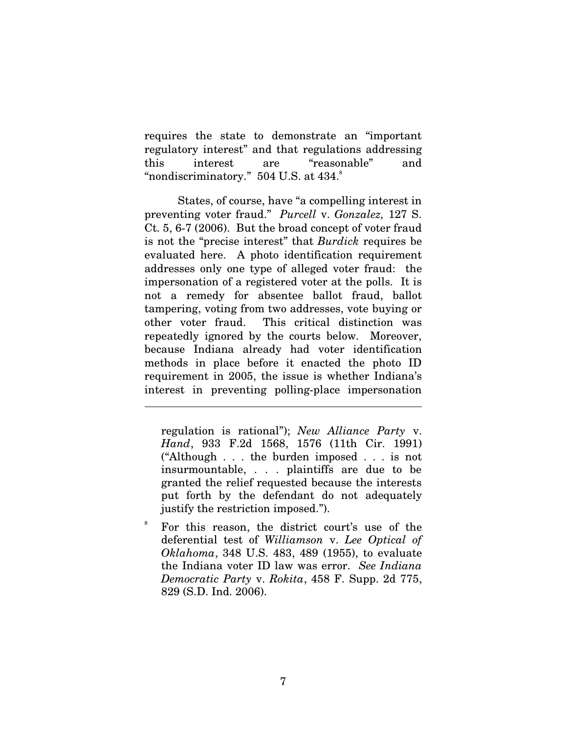requires the state to demonstrate an "important regulatory interest" and that regulations addressing this interest are "reasonable" and "nondiscriminatory." 504 U.S. at 434.[8]

States, of course, have "a compelling interest in preventing voter fraud." *Purcell* v. *Gonzalez,* 127 S. Ct. 5, 6-7 (2006). But the broad concept of voter fraud is not the "precise interest" that *Burdick* requires be evaluated here. A photo identification requirement addresses only one type of alleged voter fraud: the impersonation of a registered voter at the polls. It is not a remedy for absentee ballot fraud, ballot tampering, voting from two addresses, vote buying or other voter fraud. This critical distinction was repeatedly ignored by the courts below. Moreover, because Indiana already had voter identification methods in place before it enacted the photo ID requirement in 2005, the issue is whether Indiana's interest in preventing polling-place impersonation

---

regulation is rational"); *New Alliance Party* v. *Hand*, 933 F.2d 1568, 1576 (11th Cir. 1991) ("Although . . . the burden imposed . . . is not insurmountable, . . . plaintiffs are due to be granted the relief requested because the interests put forth by the defendant do not adequately justify the restriction imposed.").

[8] For this reason, the district court's use of the deferential test of *Williamson* v. *Lee Optical of Oklahoma*, 348 U.S. 483, 489 (1955), to evaluate the Indiana voter ID law was error. *See Indiana Democratic Party* v. *Rokita*, 458 F. Supp. 2d 775, 829 (S.D. Ind. 2006).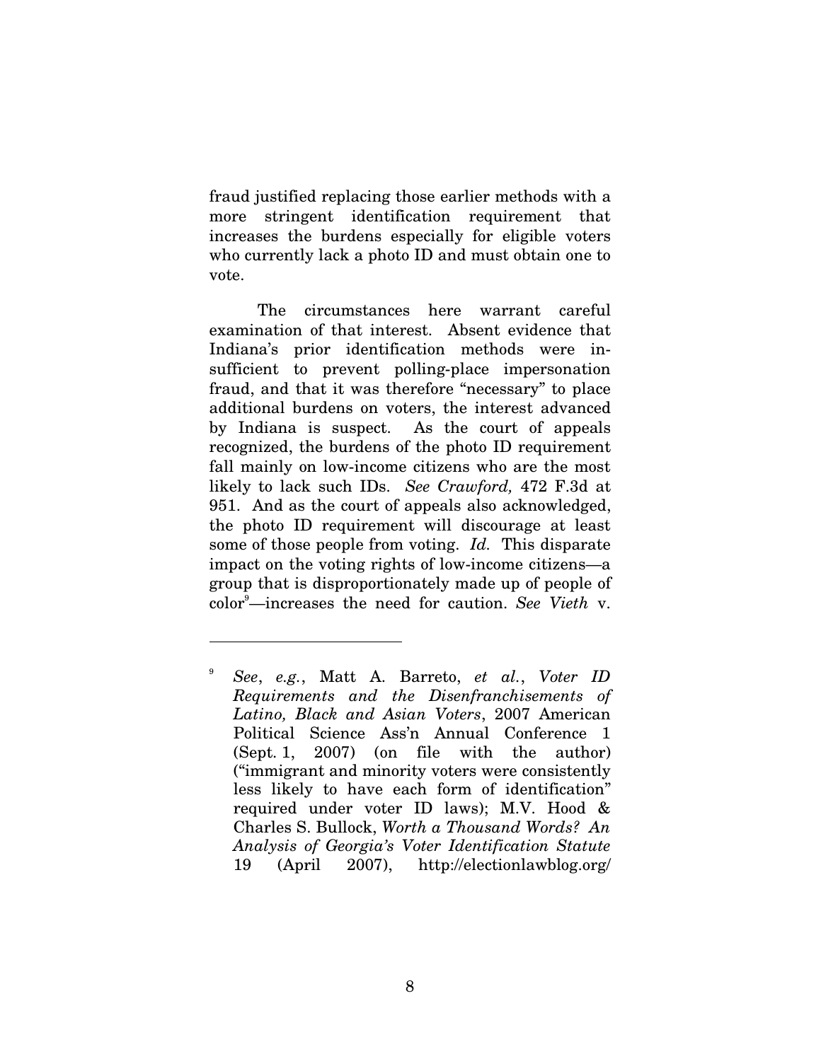fraud justified replacing those earlier methods with a more stringent identification requirement that increases the burdens especially for eligible voters who currently lack a photo ID and must obtain one to vote.

The circumstances here warrant careful examination of that interest. Absent evidence that Indiana's prior identification methods were insufficient to prevent polling-place impersonation fraud, and that it was therefore "necessary" to place additional burdens on voters, the interest advanced by Indiana is suspect. As the court of appeals recognized, the burdens of the photo ID requirement fall mainly on low-income citizens who are the most likely to lack such IDs. *See Crawford,* 472 F.3d at 951. And as the court of appeals also acknowledged, the photo ID requirement will discourage at least some of those people from voting. *Id.* This disparate impact on the voting rights of low-income citizens—a group that is disproportionately made up of people of color[9]—increases the need for caution. *See Vieth* v.

---

[9] *See*, *e.g.*, Matt A. Barreto, *et al.*, *Voter ID Requirements and the Disenfranchisements of Latino, Black and Asian Voters*, 2007 American Political Science Ass'n Annual Conference 1 (Sept. 1, 2007) (on file with the author) ("immigrant and minority voters were consistently less likely to have each form of identification" required under voter ID laws); M.V. Hood & Charles S. Bullock, *Worth a Thousand Words? An Analysis of Georgia's Voter Identification Statute* 19 (April 2007), http://electionlawblog.org/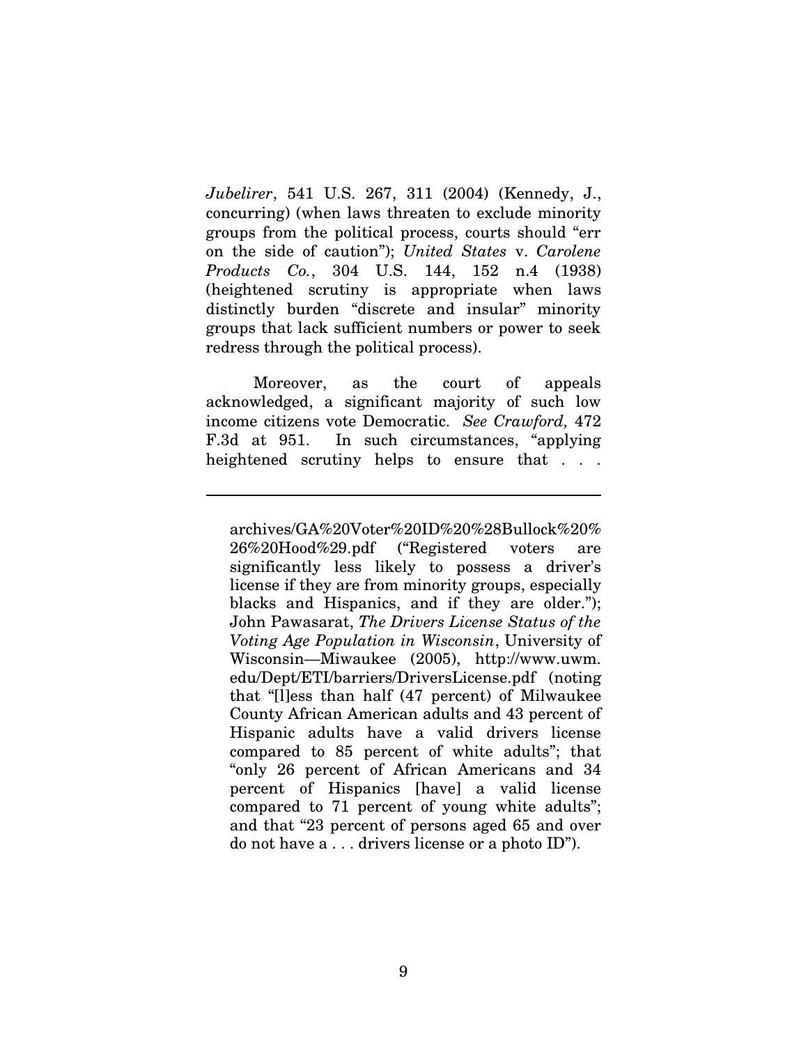*Jubelirer*, 541 U.S. 267, 311 (2004) (Kennedy, J., concurring) (when laws threaten to exclude minority groups from the political process, courts should "err on the side of caution"); *United States* v. *Carolene Products Co.*, 304 U.S. 144, 152 n.4 (1938) (heightened scrutiny is appropriate when laws distinctly burden "discrete and insular" minority groups that lack sufficient numbers or power to seek redress through the political process).

Moreover, as the court of appeals acknowledged, a significant majority of such low income citizens vote Democratic. *See Crawford,* 472 F.3d at 951. In such circumstances, "applying heightened scrutiny helps to ensure that . . .

---

archives/GA%20Voter%20ID%20%28Bullock%20%26%20Hood%29.pdf ("Registered voters are significantly less likely to possess a driver's license if they are from minority groups, especially blacks and Hispanics, and if they are older."); John Pawasarat, *The Drivers License Status of the Voting Age Population in Wisconsin*, University of Wisconsin—Miwaukee (2005), http://www.uwm.edu/Dept/ETI/barriers/DriversLicense.pdf (noting that "[l]ess than half (47 percent) of Milwaukee County African American adults and 43 percent of Hispanic adults have a valid drivers license compared to 85 percent of white adults"; that "only 26 percent of African Americans and 34 percent of Hispanics [have] a valid license compared to 71 percent of young white adults"; and that "23 percent of persons aged 65 and over do not have a . . . drivers license or a photo ID").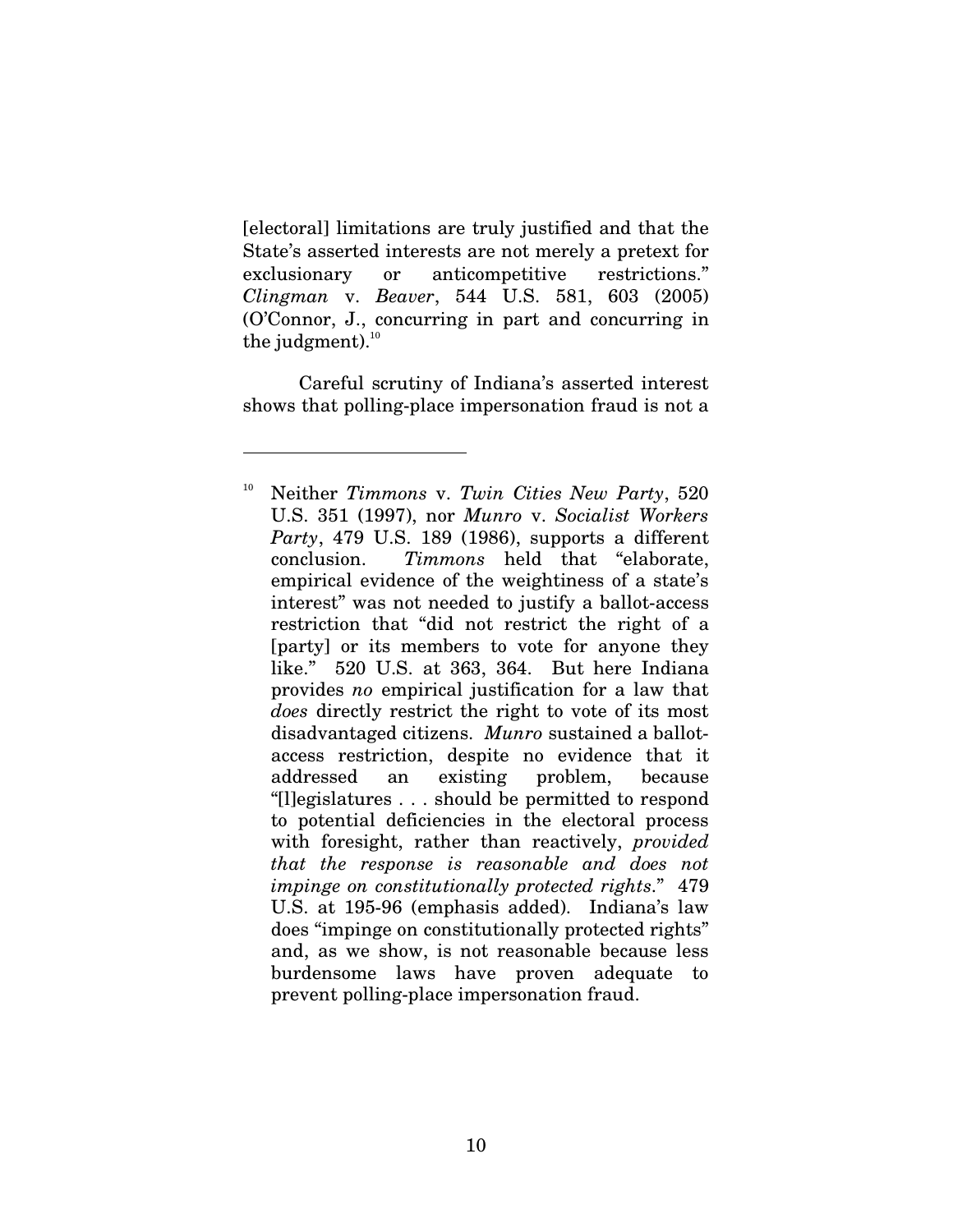[electoral] limitations are truly justified and that the State's asserted interests are not merely a pretext for exclusionary or anticompetitive restrictions." *Clingman* v. *Beaver*, 544 U.S. 581, 603 (2005) (O'Connor, J., concurring in part and concurring in the judgment).[10]

Careful scrutiny of Indiana's asserted interest shows that polling-place impersonation fraud is not a

---

[10] Neither *Timmons* v. *Twin Cities New Party*, 520 U.S. 351 (1997), nor *Munro* v. *Socialist Workers Party*, 479 U.S. 189 (1986), supports a different conclusion. *Timmons* held that "elaborate, empirical evidence of the weightiness of a state's interest" was not needed to justify a ballot-access restriction that "did not restrict the right of a [party] or its members to vote for anyone they like." 520 U.S. at 363, 364. But here Indiana provides *no* empirical justification for a law that *does* directly restrict the right to vote of its most disadvantaged citizens. *Munro* sustained a ballot-access restriction, despite no evidence that it addressed an existing problem, because "[l]egislatures . . . should be permitted to respond to potential deficiencies in the electoral process with foresight, rather than reactively, *provided that the response is reasonable and does not impinge on constitutionally protected rights*." 479 U.S. at 195-96 (emphasis added). Indiana's law does "impinge on constitutionally protected rights" and, as we show, is not reasonable because less burdensome laws have proven adequate to prevent polling-place impersonation fraud.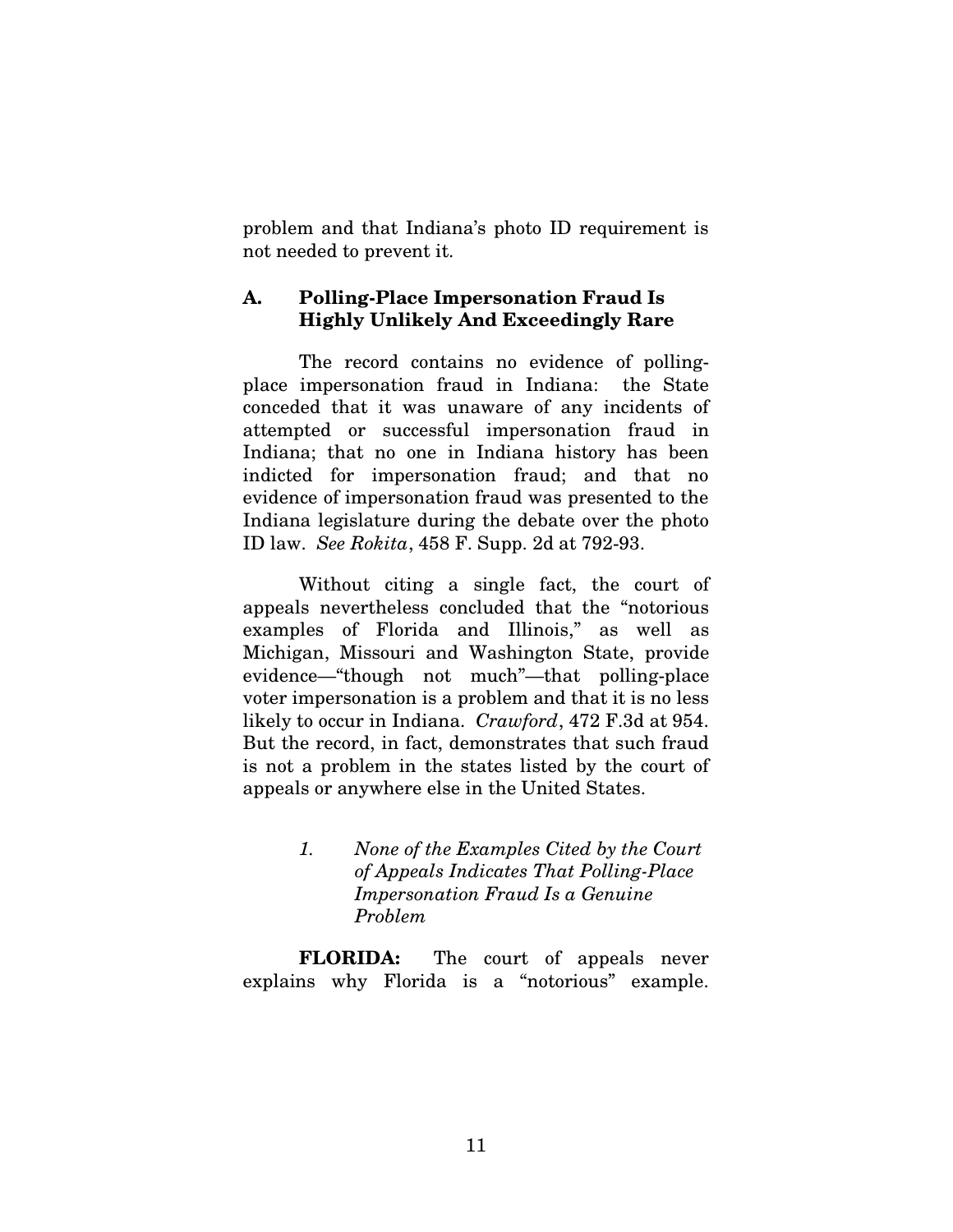problem and that Indiana's photo ID requirement is not needed to prevent it.

### A. Polling-Place Impersonation Fraud Is Highly Unlikely And Exceedingly Rare

The record contains no evidence of polling-place impersonation fraud in Indiana: the State conceded that it was unaware of any incidents of attempted or successful impersonation fraud in Indiana; that no one in Indiana history has been indicted for impersonation fraud; and that no evidence of impersonation fraud was presented to the Indiana legislature during the debate over the photo ID law. *See Rokita*, 458 F. Supp. 2d at 792-93.

Without citing a single fact, the court of appeals nevertheless concluded that the "notorious examples of Florida and Illinois," as well as Michigan, Missouri and Washington State, provide evidence—"though not much"—that polling-place voter impersonation is a problem and that it is no less likely to occur in Indiana. *Crawford*, 472 F.3d at 954. But the record, in fact, demonstrates that such fraud is not a problem in the states listed by the court of appeals or anywhere else in the United States.

#### *1. None of the Examples Cited by the Court of Appeals Indicates That Polling-Place Impersonation Fraud Is a Genuine Problem*

**FLORIDA:** The court of appeals never explains why Florida is a "notorious" example.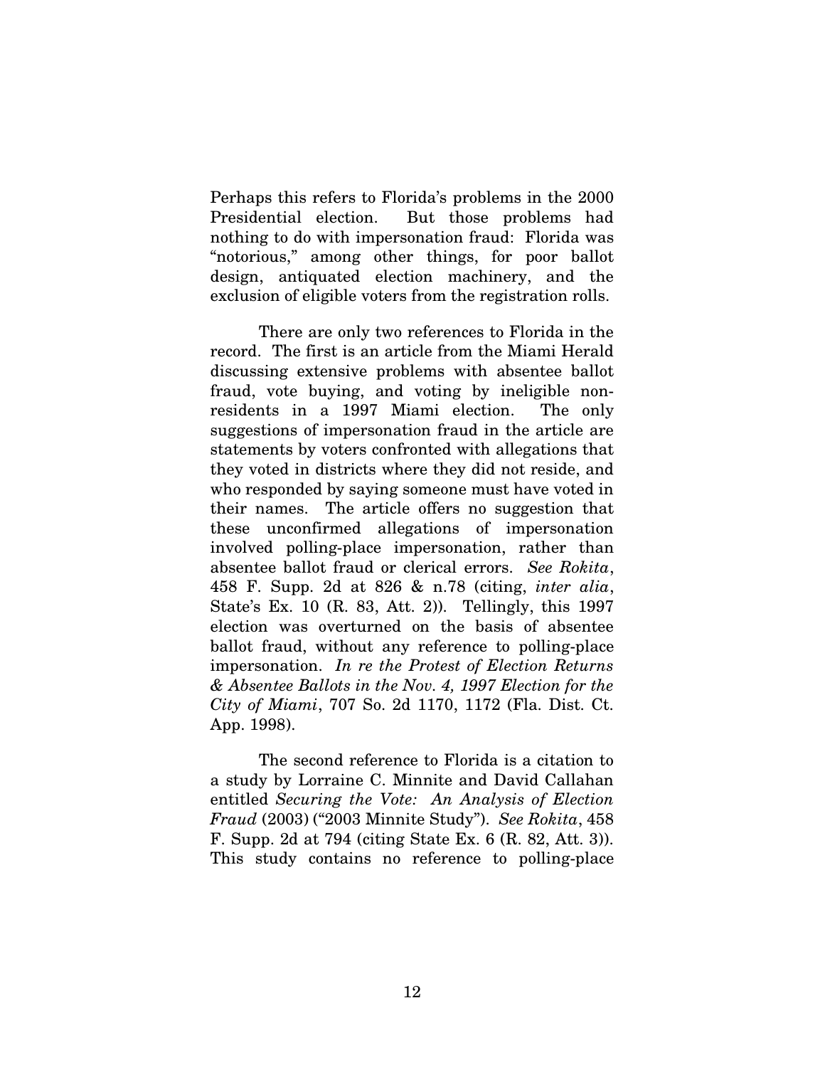Perhaps this refers to Florida's problems in the 2000 Presidential election. But those problems had nothing to do with impersonation fraud: Florida was "notorious," among other things, for poor ballot design, antiquated election machinery, and the exclusion of eligible voters from the registration rolls.

There are only two references to Florida in the record. The first is an article from the Miami Herald discussing extensive problems with absentee ballot fraud, vote buying, and voting by ineligible non-residents in a 1997 Miami election. The only suggestions of impersonation fraud in the article are statements by voters confronted with allegations that they voted in districts where they did not reside, and who responded by saying someone must have voted in their names. The article offers no suggestion that these unconfirmed allegations of impersonation involved polling-place impersonation, rather than absentee ballot fraud or clerical errors. *See Rokita*, 458 F. Supp. 2d at 826 & n.78 (citing, *inter alia*, State's Ex. 10 (R. 83, Att. 2)). Tellingly, this 1997 election was overturned on the basis of absentee ballot fraud, without any reference to polling-place impersonation. *In re the Protest of Election Returns & Absentee Ballots in the Nov. 4, 1997 Election for the City of Miami*, 707 So. 2d 1170, 1172 (Fla. Dist. Ct. App. 1998).

The second reference to Florida is a citation to a study by Lorraine C. Minnite and David Callahan entitled *Securing the Vote: An Analysis of Election Fraud* (2003) ("2003 Minnite Study"). *See Rokita*, 458 F. Supp. 2d at 794 (citing State Ex. 6 (R. 82, Att. 3)). This study contains no reference to polling-place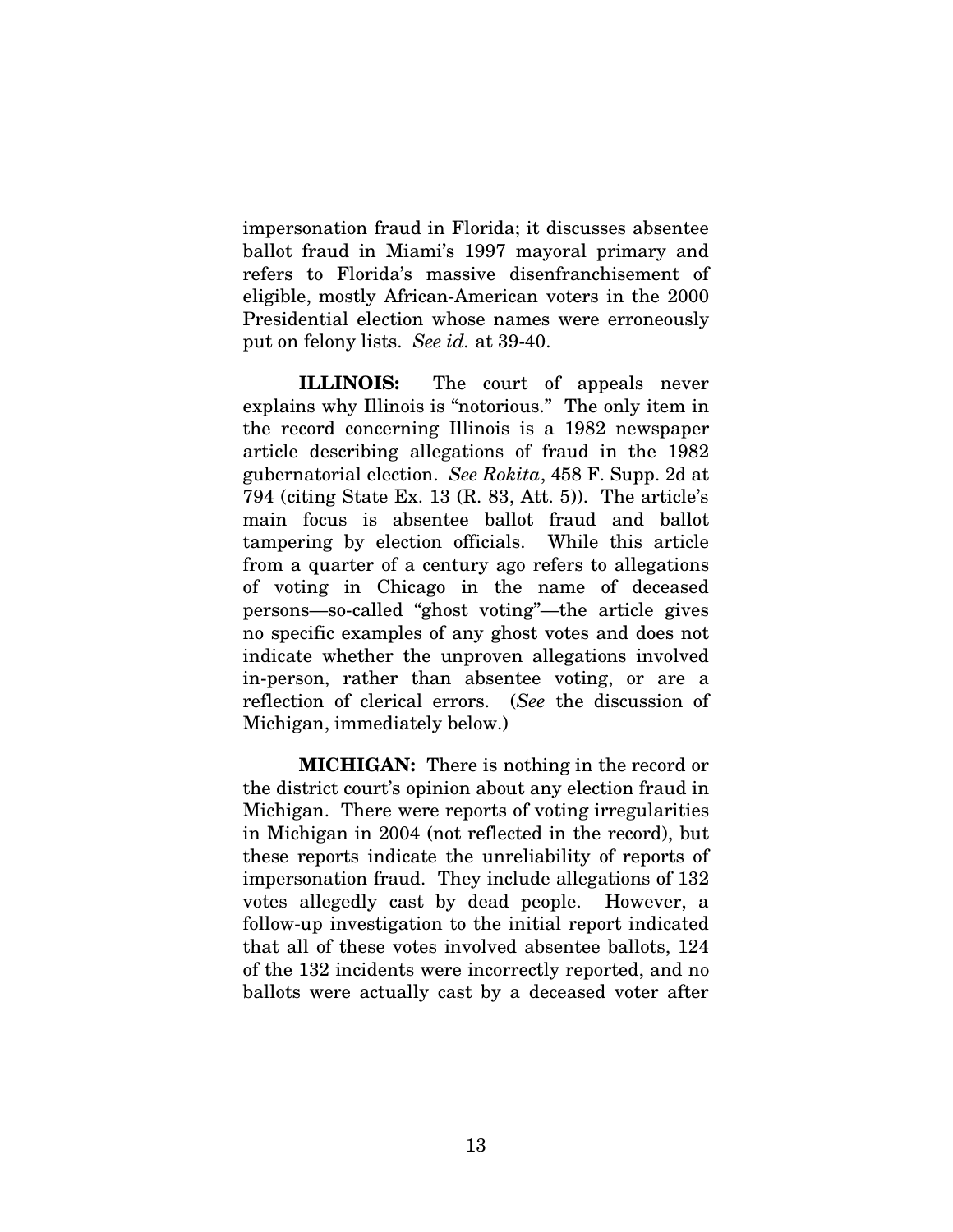impersonation fraud in Florida; it discusses absentee ballot fraud in Miami's 1997 mayoral primary and refers to Florida's massive disenfranchisement of eligible, mostly African-American voters in the 2000 Presidential election whose names were erroneously put on felony lists. *See id.* at 39-40.

**ILLINOIS:** The court of appeals never explains why Illinois is "notorious." The only item in the record concerning Illinois is a 1982 newspaper article describing allegations of fraud in the 1982 gubernatorial election. *See Rokita*, 458 F. Supp. 2d at 794 (citing State Ex. 13 (R. 83, Att. 5)). The article's main focus is absentee ballot fraud and ballot tampering by election officials. While this article from a quarter of a century ago refers to allegations of voting in Chicago in the name of deceased persons—so-called "ghost voting"—the article gives no specific examples of any ghost votes and does not indicate whether the unproven allegations involved in-person, rather than absentee voting, or are a reflection of clerical errors. (*See* the discussion of Michigan, immediately below.)

**MICHIGAN:** There is nothing in the record or the district court's opinion about any election fraud in Michigan. There were reports of voting irregularities in Michigan in 2004 (not reflected in the record), but these reports indicate the unreliability of reports of impersonation fraud. They include allegations of 132 votes allegedly cast by dead people. However, a follow-up investigation to the initial report indicated that all of these votes involved absentee ballots, 124 of the 132 incidents were incorrectly reported, and no ballots were actually cast by a deceased voter after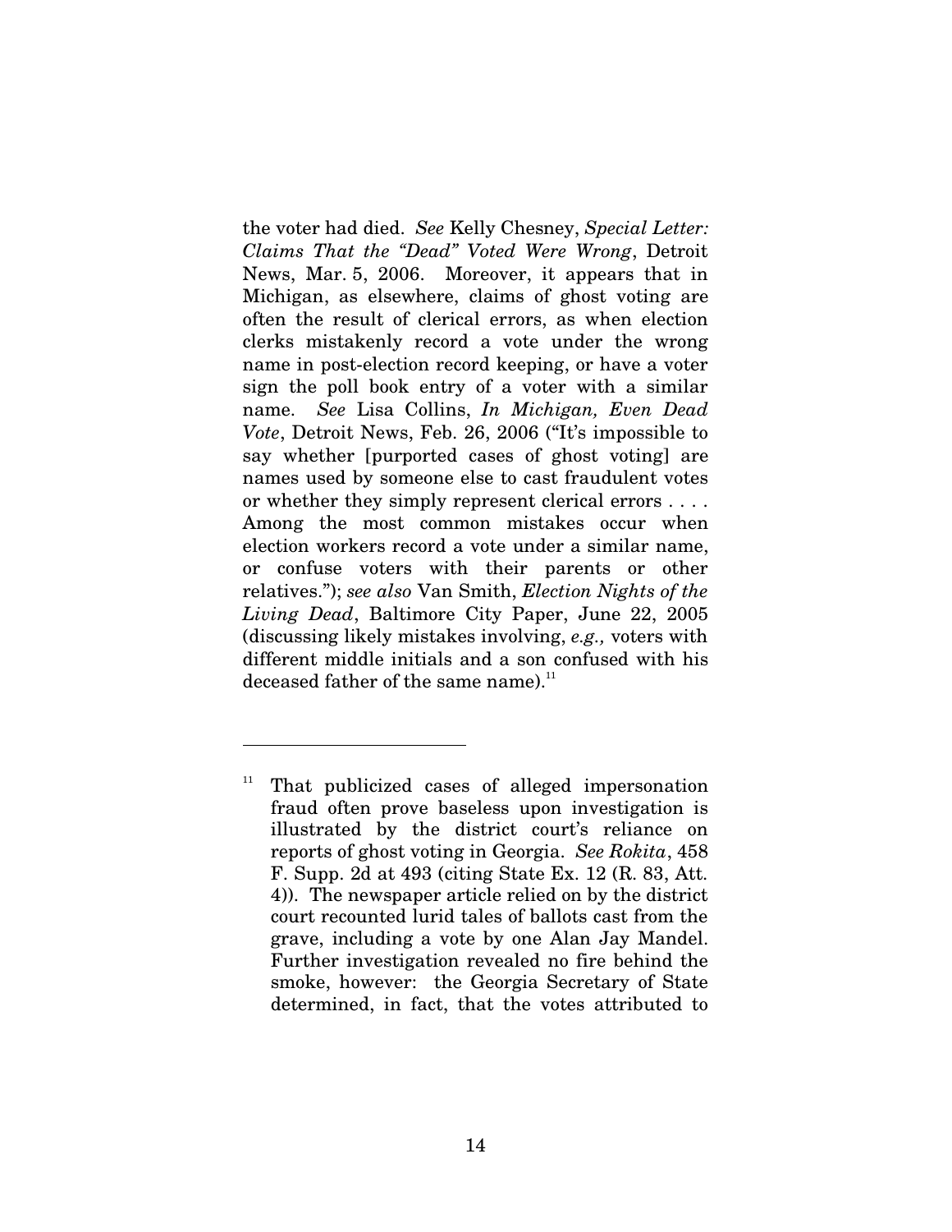the voter had died. *See* Kelly Chesney, *Special Letter: Claims That the "Dead" Voted Were Wrong*, Detroit News, Mar. 5, 2006. Moreover, it appears that in Michigan, as elsewhere, claims of ghost voting are often the result of clerical errors, as when election clerks mistakenly record a vote under the wrong name in post-election record keeping, or have a voter sign the poll book entry of a voter with a similar name. *See* Lisa Collins, *In Michigan, Even Dead Vote*, Detroit News, Feb. 26, 2006 ("It's impossible to say whether [purported cases of ghost voting] are names used by someone else to cast fraudulent votes or whether they simply represent clerical errors . . . . Among the most common mistakes occur when election workers record a vote under a similar name, or confuse voters with their parents or other relatives."); *see also* Van Smith, *Election Nights of the Living Dead*, Baltimore City Paper, June 22, 2005 (discussing likely mistakes involving, *e.g.,* voters with different middle initials and a son confused with his deceased father of the same name).[11]

---

[11] That publicized cases of alleged impersonation fraud often prove baseless upon investigation is illustrated by the district court's reliance on reports of ghost voting in Georgia. *See Rokita*, 458 F. Supp. 2d at 493 (citing State Ex. 12 (R. 83, Att. 4)). The newspaper article relied on by the district court recounted lurid tales of ballots cast from the grave, including a vote by one Alan Jay Mandel. Further investigation revealed no fire behind the smoke, however: the Georgia Secretary of State determined, in fact, that the votes attributed to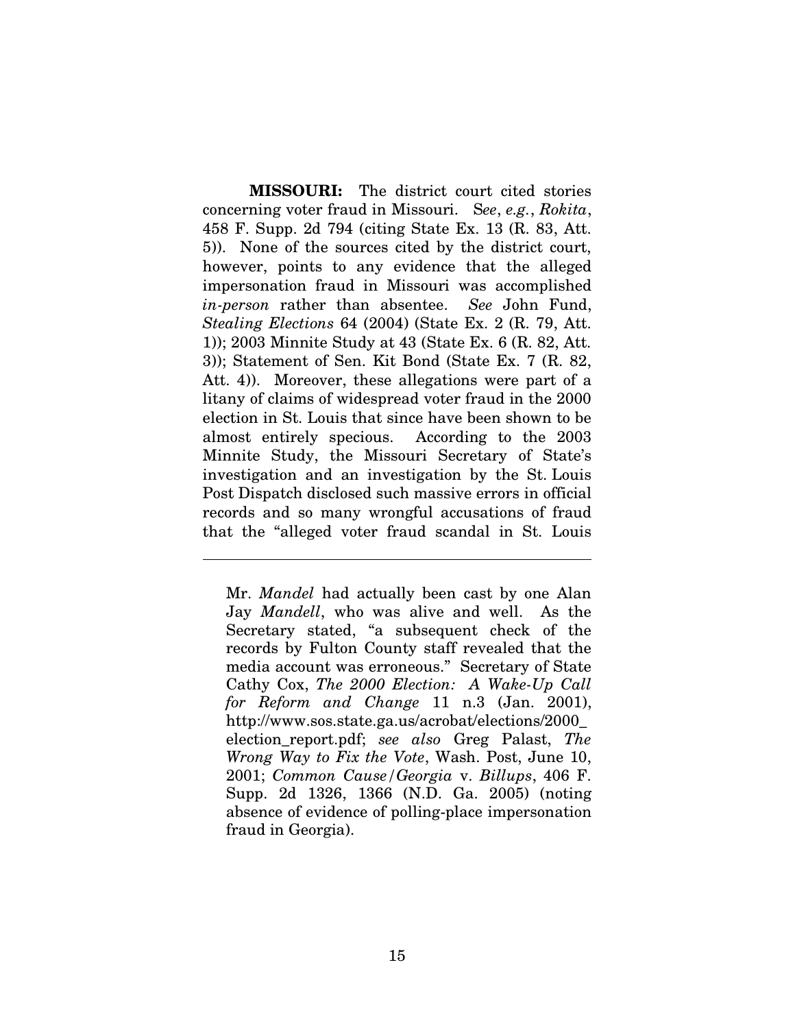**MISSOURI:** The district court cited stories concerning voter fraud in Missouri. S*ee*, *e.g.*, *Rokita*, 458 F. Supp. 2d 794 (citing State Ex. 13 (R. 83, Att. 5)). None of the sources cited by the district court, however, points to any evidence that the alleged impersonation fraud in Missouri was accomplished *in-person* rather than absentee. *See* John Fund, *Stealing Elections* 64 (2004) (State Ex. 2 (R. 79, Att. 1)); 2003 Minnite Study at 43 (State Ex. 6 (R. 82, Att. 3)); Statement of Sen. Kit Bond (State Ex. 7 (R. 82, Att. 4)). Moreover, these allegations were part of a litany of claims of widespread voter fraud in the 2000 election in St. Louis that since have been shown to be almost entirely specious. According to the 2003 Minnite Study, the Missouri Secretary of State's investigation and an investigation by the St. Louis Post Dispatch disclosed such massive errors in official records and so many wrongful accusations of fraud that the "alleged voter fraud scandal in St. Louis

---

Mr. *Mandel* had actually been cast by one Alan Jay *Mandell*, who was alive and well. As the Secretary stated, "a subsequent check of the records by Fulton County staff revealed that the media account was erroneous." Secretary of State Cathy Cox, *The 2000 Election: A Wake-Up Call for Reform and Change* 11 n.3 (Jan. 2001), http://www.sos.state.ga.us/acrobat/elections/2000_election_report.pdf; *see also* Greg Palast, *The Wrong Way to Fix the Vote*, Wash. Post, June 10, 2001; *Common Cause/Georgia* v. *Billups*, 406 F. Supp. 2d 1326, 1366 (N.D. Ga. 2005) (noting absence of evidence of polling-place impersonation fraud in Georgia).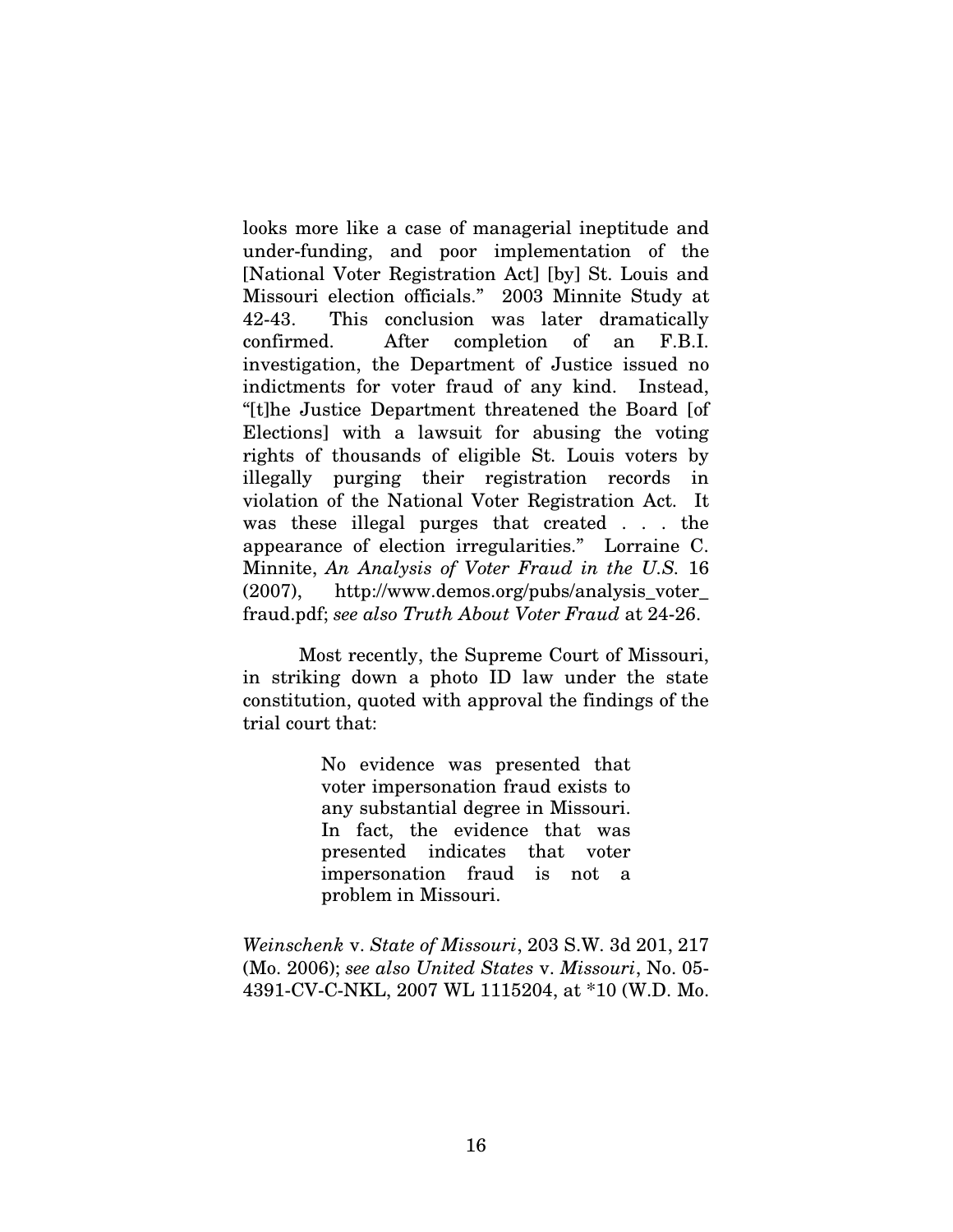looks more like a case of managerial ineptitude and under-funding, and poor implementation of the [National Voter Registration Act] [by] St. Louis and Missouri election officials." 2003 Minnite Study at 42-43. This conclusion was later dramatically confirmed. After completion of an F.B.I. investigation, the Department of Justice issued no indictments for voter fraud of any kind. Instead, "[t]he Justice Department threatened the Board [of Elections] with a lawsuit for abusing the voting rights of thousands of eligible St. Louis voters by illegally purging their registration records in violation of the National Voter Registration Act. It was these illegal purges that created . . . the appearance of election irregularities." Lorraine C. Minnite, *An Analysis of Voter Fraud in the U.S.* 16 (2007), http://www.demos.org/pubs/analysis_voter_fraud.pdf; *see also Truth About Voter Fraud* at 24-26.

Most recently, the Supreme Court of Missouri, in striking down a photo ID law under the state constitution, quoted with approval the findings of the trial court that:

> No evidence was presented that voter impersonation fraud exists to any substantial degree in Missouri. In fact, the evidence that was presented indicates that voter impersonation fraud is not a problem in Missouri.

*Weinschenk* v. *State of Missouri*, 203 S.W. 3d 201, 217 (Mo. 2006); *see also United States* v. *Missouri*, No. 05-4391-CV-C-NKL, 2007 WL 1115204, at *10 (W.D. Mo.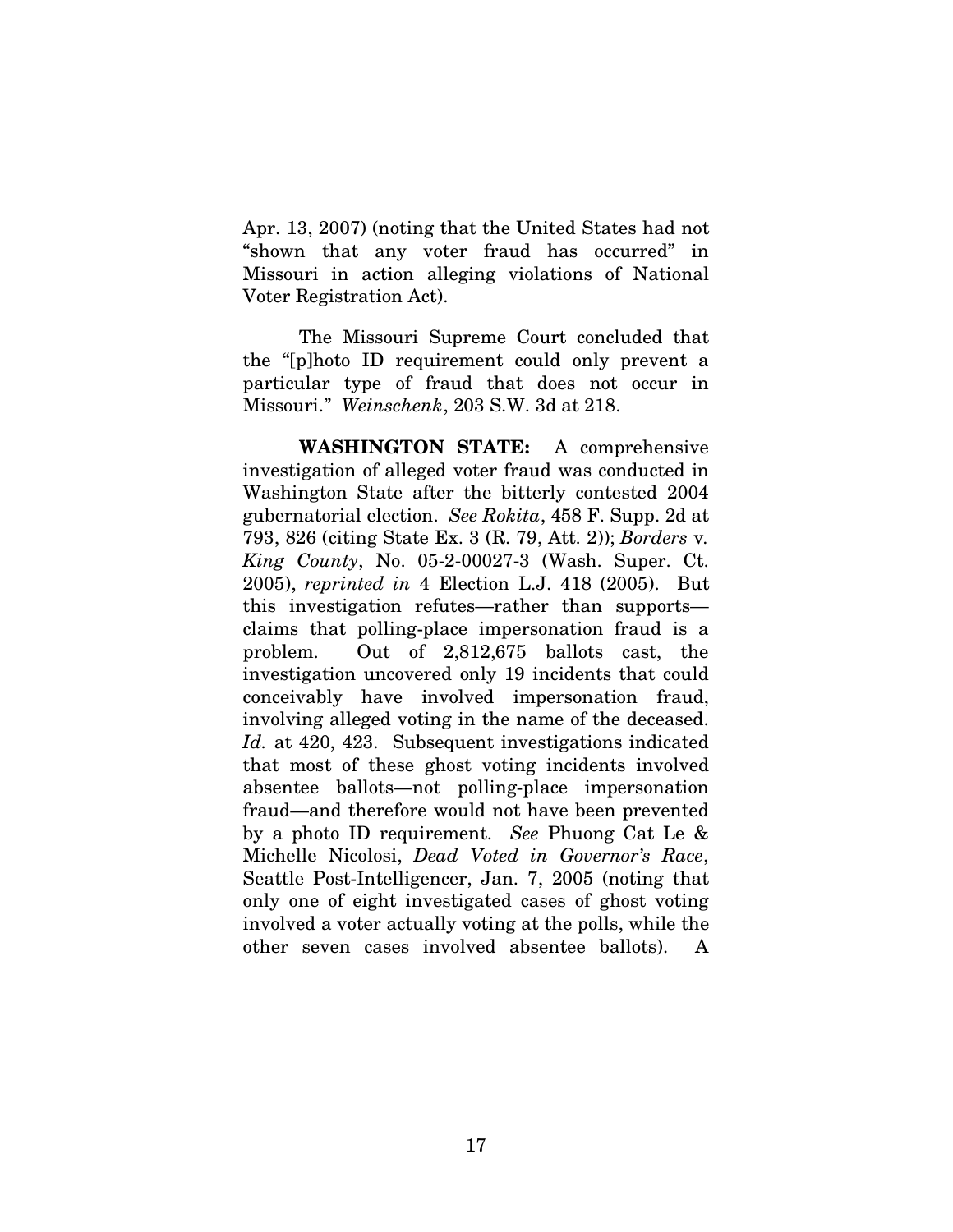Apr. 13, 2007) (noting that the United States had not "shown that any voter fraud has occurred" in Missouri in action alleging violations of National Voter Registration Act).

The Missouri Supreme Court concluded that the "[p]hoto ID requirement could only prevent a particular type of fraud that does not occur in Missouri." *Weinschenk*, 203 S.W. 3d at 218.

**WASHINGTON STATE:** A comprehensive investigation of alleged voter fraud was conducted in Washington State after the bitterly contested 2004 gubernatorial election. *See Rokita*, 458 F. Supp. 2d at 793, 826 (citing State Ex. 3 (R. 79, Att. 2)); *Borders* v. *King County*, No. 05-2-00027-3 (Wash. Super. Ct. 2005), *reprinted in* 4 Election L.J. 418 (2005). But this investigation refutes—rather than supports—claims that polling-place impersonation fraud is a problem. Out of 2,812,675 ballots cast, the investigation uncovered only 19 incidents that could conceivably have involved impersonation fraud, involving alleged voting in the name of the deceased. *Id.* at 420, 423. Subsequent investigations indicated that most of these ghost voting incidents involved absentee ballots—not polling-place impersonation fraud—and therefore would not have been prevented by a photo ID requirement. *See* Phuong Cat Le & Michelle Nicolosi, *Dead Voted in Governor's Race*, Seattle Post-Intelligencer, Jan. 7, 2005 (noting that only one of eight investigated cases of ghost voting involved a voter actually voting at the polls, while the other seven cases involved absentee ballots). A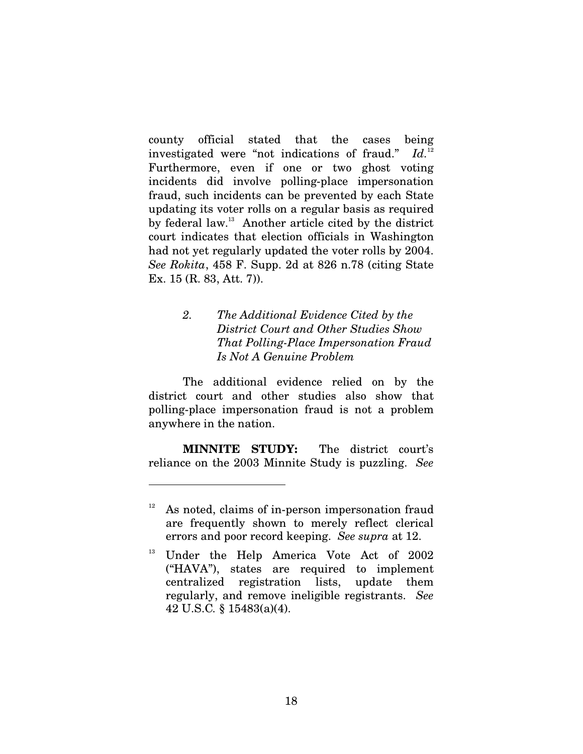county official stated that the cases being investigated were "not indications of fraud." *Id.*[12] Furthermore, even if one or two ghost voting incidents did involve polling-place impersonation fraud, such incidents can be prevented by each State updating its voter rolls on a regular basis as required by federal law.[13] Another article cited by the district court indicates that election officials in Washington had not yet regularly updated the voter rolls by 2004. *See Rokita*, 458 F. Supp. 2d at 826 n.78 (citing State Ex. 15 (R. 83, Att. 7)).

### 2. *The Additional Evidence Cited by the District Court and Other Studies Show That Polling-Place Impersonation Fraud Is Not A Genuine Problem*

The additional evidence relied on by the district court and other studies also show that polling-place impersonation fraud is not a problem anywhere in the nation.

**MINNITE STUDY:** The district court's reliance on the 2003 Minnite Study is puzzling. *See*

---

[12] As noted, claims of in-person impersonation fraud are frequently shown to merely reflect clerical errors and poor record keeping. *See supra* at 12.

[13] Under the Help America Vote Act of 2002 ("HAVA"), states are required to implement centralized registration lists, update them regularly, and remove ineligible registrants. *See* 42 U.S.C. § 15483(a)(4).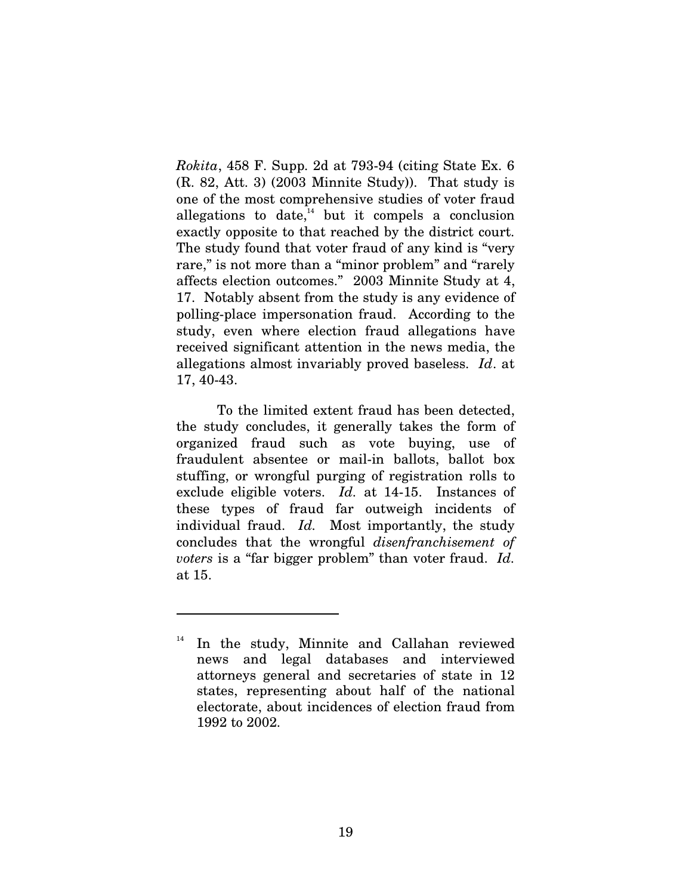*Rokita*, 458 F. Supp. 2d at 793-94 (citing State Ex. 6 (R. 82, Att. 3) (2003 Minnite Study)). That study is one of the most comprehensive studies of voter fraud allegations to date,[14] but it compels a conclusion exactly opposite to that reached by the district court. The study found that voter fraud of any kind is "very rare," is not more than a "minor problem" and "rarely affects election outcomes." 2003 Minnite Study at 4, 17. Notably absent from the study is any evidence of polling-place impersonation fraud. According to the study, even where election fraud allegations have received significant attention in the news media, the allegations almost invariably proved baseless. *Id*. at 17, 40-43.

To the limited extent fraud has been detected, the study concludes, it generally takes the form of organized fraud such as vote buying, use of fraudulent absentee or mail-in ballots, ballot box stuffing, or wrongful purging of registration rolls to exclude eligible voters. *Id.* at 14-15. Instances of these types of fraud far outweigh incidents of individual fraud. *Id.* Most importantly, the study concludes that the wrongful *disenfranchisement of voters* is a "far bigger problem" than voter fraud. *Id.* at 15.

---

[14] In the study, Minnite and Callahan reviewed news and legal databases and interviewed attorneys general and secretaries of state in 12 states, representing about half of the national electorate, about incidences of election fraud from 1992 to 2002.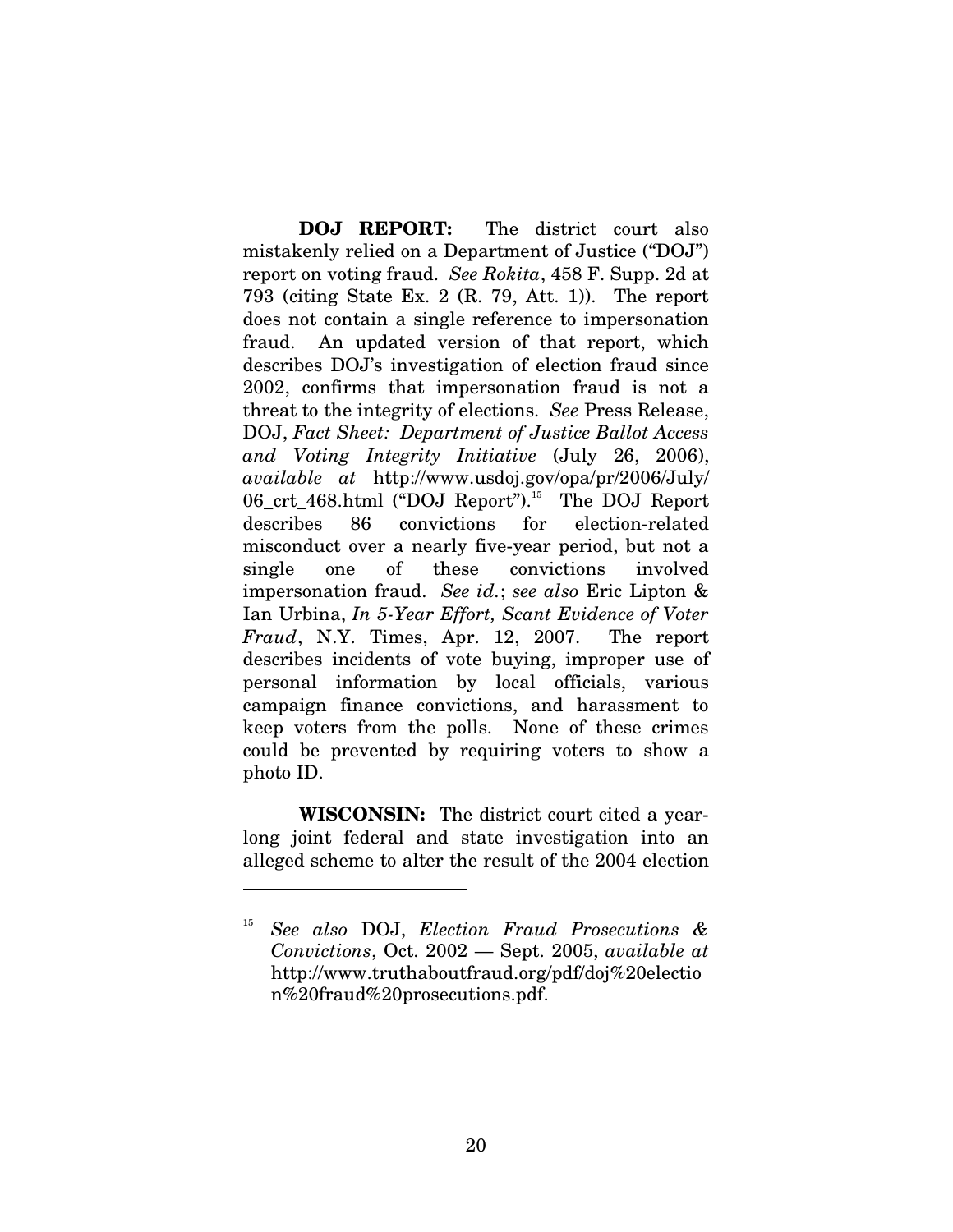**DOJ REPORT:** The district court also mistakenly relied on a Department of Justice ("DOJ") report on voting fraud. *See Rokita*, 458 F. Supp. 2d at 793 (citing State Ex. 2 (R. 79, Att. 1)). The report does not contain a single reference to impersonation fraud. An updated version of that report, which describes DOJ's investigation of election fraud since 2002, confirms that impersonation fraud is not a threat to the integrity of elections. *See* Press Release, DOJ, *Fact Sheet: Department of Justice Ballot Access and Voting Integrity Initiative* (July 26, 2006), *available at* http://www.usdoj.gov/opa/pr/2006/July/06_crt_468.html ("DOJ Report").[15] The DOJ Report describes 86 convictions for election-related misconduct over a nearly five-year period, but not a single one of these convictions involved impersonation fraud. *See id.*; *see also* Eric Lipton & Ian Urbina, *In 5-Year Effort, Scant Evidence of Voter Fraud*, N.Y. Times, Apr. 12, 2007. The report describes incidents of vote buying, improper use of personal information by local officials, various campaign finance convictions, and harassment to keep voters from the polls. None of these crimes could be prevented by requiring voters to show a photo ID.

**WISCONSIN:** The district court cited a year-long joint federal and state investigation into an alleged scheme to alter the result of the 2004 election

---

[15] *See also* DOJ, *Election Fraud Prosecutions & Convictions*, Oct. 2002 — Sept. 2005, *available at* http://www.truthaboutfraud.org/pdf/doj%20election%20fraud%20prosecutions.pdf.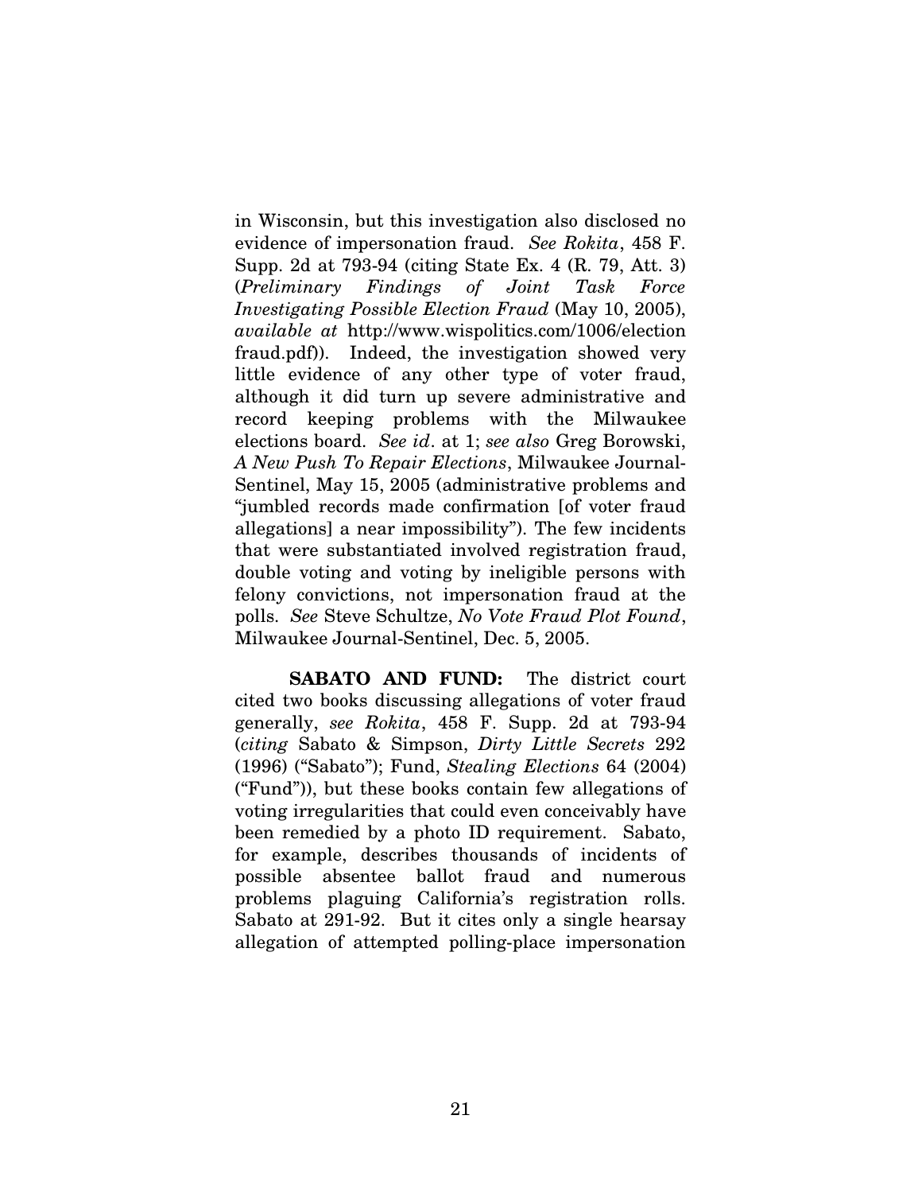in Wisconsin, but this investigation also disclosed no evidence of impersonation fraud. *See Rokita*, 458 F. Supp. 2d at 793-94 (citing State Ex. 4 (R. 79, Att. 3) (*Preliminary Findings of Joint Task Force Investigating Possible Election Fraud* (May 10, 2005), *available at* http://www.wispolitics.com/1006/electionfraud.pdf)). Indeed, the investigation showed very little evidence of any other type of voter fraud, although it did turn up severe administrative and record keeping problems with the Milwaukee elections board. *See id*. at 1; *see also* Greg Borowski, *A New Push To Repair Elections*, Milwaukee Journal-Sentinel, May 15, 2005 (administrative problems and "jumbled records made confirmation [of voter fraud allegations] a near impossibility"). The few incidents that were substantiated involved registration fraud, double voting and voting by ineligible persons with felony convictions, not impersonation fraud at the polls. *See* Steve Schultze, *No Vote Fraud Plot Found*, Milwaukee Journal-Sentinel, Dec. 5, 2005.

**SABATO AND FUND:** The district court cited two books discussing allegations of voter fraud generally, *see Rokita*, 458 F. Supp. 2d at 793-94 (*citing* Sabato & Simpson, *Dirty Little Secrets* 292 (1996) ("Sabato"); Fund, *Stealing Elections* 64 (2004) ("Fund")), but these books contain few allegations of voting irregularities that could even conceivably have been remedied by a photo ID requirement. Sabato, for example, describes thousands of incidents of possible absentee ballot fraud and numerous problems plaguing California's registration rolls. Sabato at 291-92. But it cites only a single hearsay allegation of attempted polling-place impersonation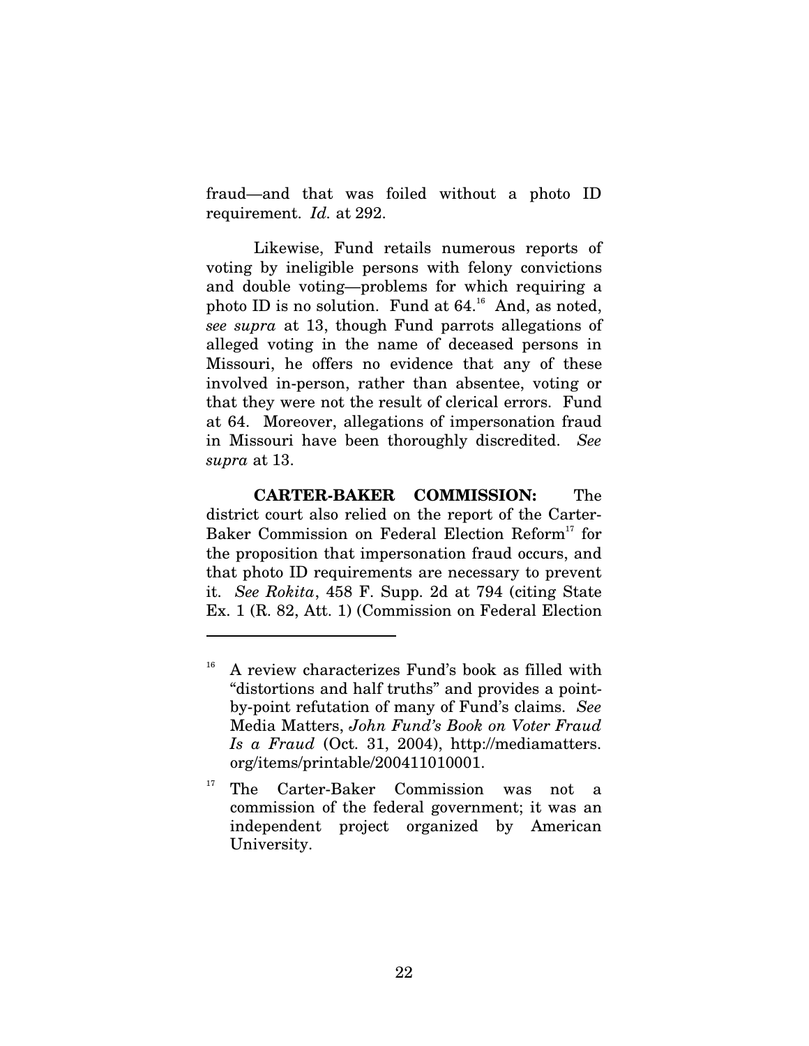fraud—and that was foiled without a photo ID requirement. *Id.* at 292.

Likewise, Fund retails numerous reports of voting by ineligible persons with felony convictions and double voting—problems for which requiring a photo ID is no solution. Fund at 64.[16] And, as noted, *see supra* at 13, though Fund parrots allegations of alleged voting in the name of deceased persons in Missouri, he offers no evidence that any of these involved in-person, rather than absentee, voting or that they were not the result of clerical errors. Fund at 64. Moreover, allegations of impersonation fraud in Missouri have been thoroughly discredited. *See supra* at 13.

**CARTER-BAKER COMMISSION:** The district court also relied on the report of the Carter-Baker Commission on Federal Election Reform[17] for the proposition that impersonation fraud occurs, and that photo ID requirements are necessary to prevent it. *See Rokita*, 458 F. Supp. 2d at 794 (citing State Ex. 1 (R. 82, Att. 1) (Commission on Federal Election

---

[16] A review characterizes Fund's book as filled with "distortions and half truths" and provides a point-by-point refutation of many of Fund's claims. *See* Media Matters, *John Fund's Book on Voter Fraud Is a Fraud* (Oct. 31, 2004), http://mediamatters.org/items/printable/200411010001.

[17] The Carter-Baker Commission was not a commission of the federal government; it was an independent project organized by American University.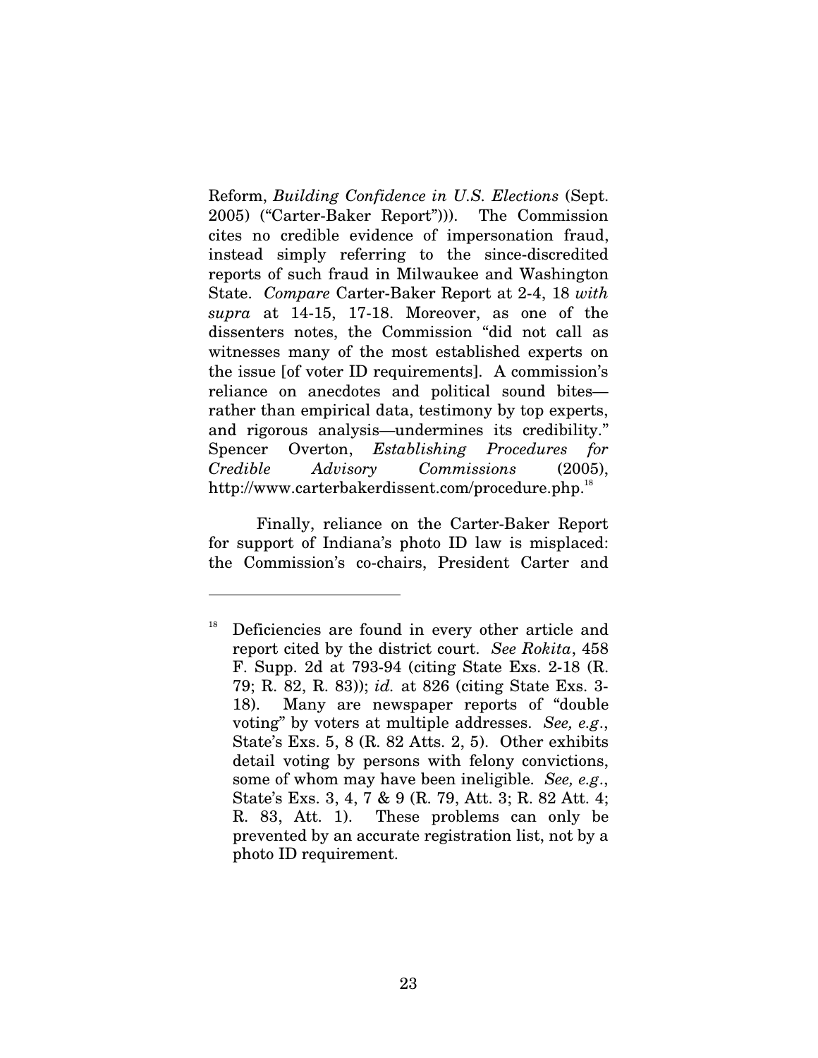Reform, *Building Confidence in U.S. Elections* (Sept. 2005) ("Carter-Baker Report"))). The Commission cites no credible evidence of impersonation fraud, instead simply referring to the since-discredited reports of such fraud in Milwaukee and Washington State. *Compare* Carter-Baker Report at 2-4, 18 *with supra* at 14-15, 17-18. Moreover, as one of the dissenters notes, the Commission "did not call as witnesses many of the most established experts on the issue [of voter ID requirements]. A commission's reliance on anecdotes and political sound bites—rather than empirical data, testimony by top experts, and rigorous analysis—undermines its credibility." Spencer Overton, *Establishing Procedures for Credible Advisory Commissions* (2005), http://www.carterbakerdissent.com/procedure.php.[18]

Finally, reliance on the Carter-Baker Report for support of Indiana's photo ID law is misplaced: the Commission's co-chairs, President Carter and

---

[18] Deficiencies are found in every other article and report cited by the district court. *See Rokita*, 458 F. Supp. 2d at 793-94 (citing State Exs. 2-18 (R. 79; R. 82, R. 83)); *id.* at 826 (citing State Exs. 3-18). Many are newspaper reports of "double voting" by voters at multiple addresses. *See, e.g.*, State's Exs. 5, 8 (R. 82 Atts. 2, 5). Other exhibits detail voting by persons with felony convictions, some of whom may have been ineligible. *See, e.g.*, State's Exs. 3, 4, 7 & 9 (R. 79, Att. 3; R. 82 Att. 4; R. 83, Att. 1). These problems can only be prevented by an accurate registration list, not by a photo ID requirement.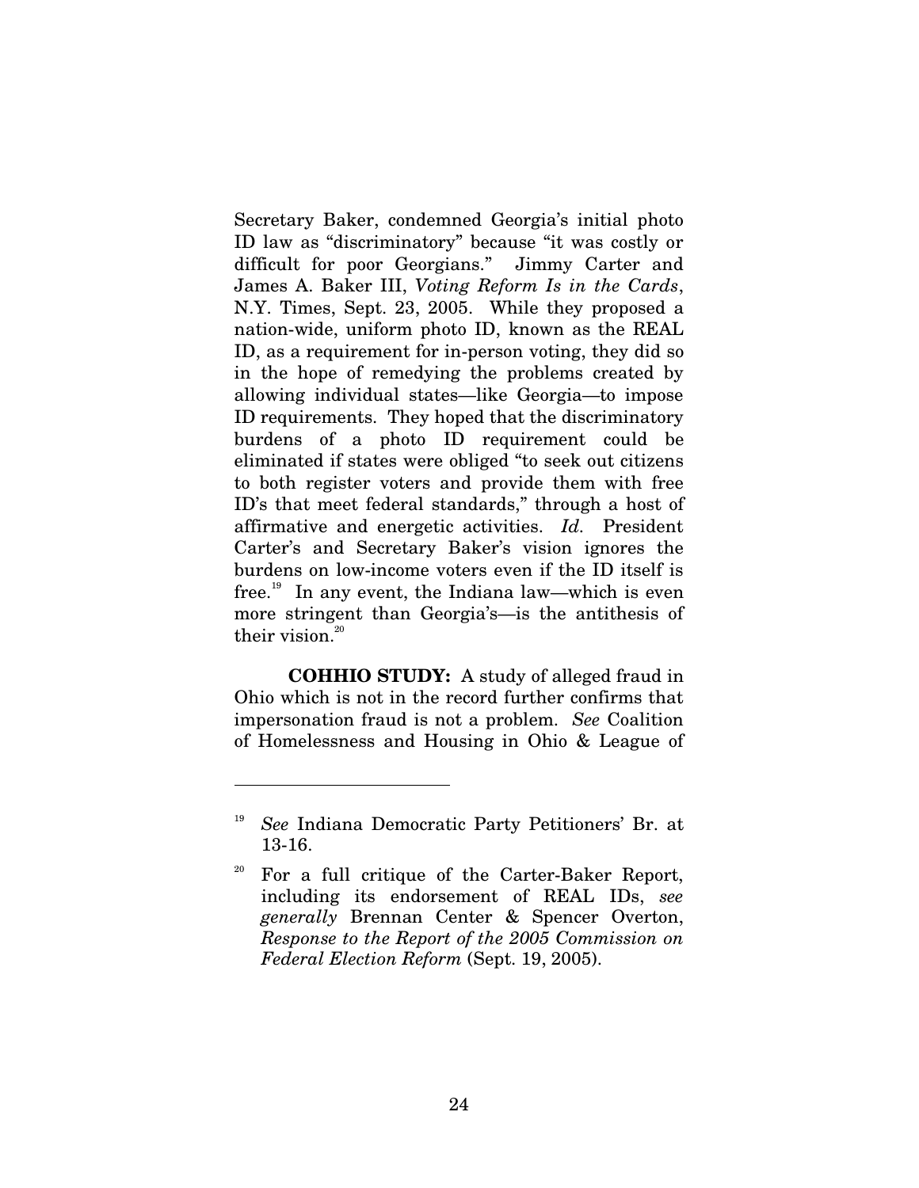Secretary Baker, condemned Georgia's initial photo ID law as "discriminatory" because "it was costly or difficult for poor Georgians." Jimmy Carter and James A. Baker III, *Voting Reform Is in the Cards*, N.Y. Times, Sept. 23, 2005. While they proposed a nation-wide, uniform photo ID, known as the REAL ID, as a requirement for in-person voting, they did so in the hope of remedying the problems created by allowing individual states—like Georgia—to impose ID requirements. They hoped that the discriminatory burdens of a photo ID requirement could be eliminated if states were obliged "to seek out citizens to both register voters and provide them with free ID's that meet federal standards," through a host of affirmative and energetic activities. *Id.* President Carter's and Secretary Baker's vision ignores the burdens on low-income voters even if the ID itself is free.[19] In any event, the Indiana law—which is even more stringent than Georgia's—is the antithesis of their vision.[20]

**COHHIO STUDY:** A study of alleged fraud in Ohio which is not in the record further confirms that impersonation fraud is not a problem. *See* Coalition of Homelessness and Housing in Ohio & League of

---

[19] *See* Indiana Democratic Party Petitioners' Br. at 13-16.

[20] For a full critique of the Carter-Baker Report, including its endorsement of REAL IDs, *see generally* Brennan Center & Spencer Overton, *Response to the Report of the 2005 Commission on Federal Election Reform* (Sept. 19, 2005).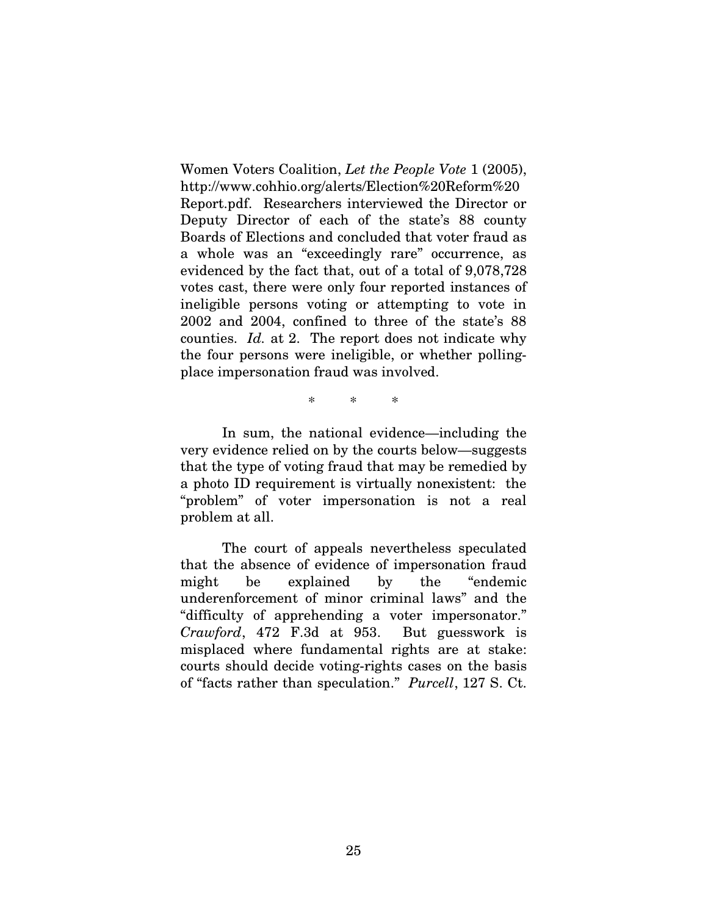Women Voters Coalition, *Let the People Vote* 1 (2005), http://www.cohhio.org/alerts/Election%20Reform%20 Report.pdf. Researchers interviewed the Director or Deputy Director of each of the state's 88 county Boards of Elections and concluded that voter fraud as a whole was an "exceedingly rare" occurrence, as evidenced by the fact that, out of a total of 9,078,728 votes cast, there were only four reported instances of ineligible persons voting or attempting to vote in 2002 and 2004, confined to three of the state's 88 counties. *Id.* at 2. The report does not indicate why the four persons were ineligible, or whether polling-place impersonation fraud was involved.

\* \* \*

In sum, the national evidence—including the very evidence relied on by the courts below—suggests that the type of voting fraud that may be remedied by a photo ID requirement is virtually nonexistent: the "problem" of voter impersonation is not a real problem at all.

The court of appeals nevertheless speculated that the absence of evidence of impersonation fraud might be explained by the "endemic underenforcement of minor criminal laws" and the "difficulty of apprehending a voter impersonator." *Crawford*, 472 F.3d at 953. But guesswork is misplaced where fundamental rights are at stake: courts should decide voting-rights cases on the basis of "facts rather than speculation." *Purcell*, 127 S. Ct.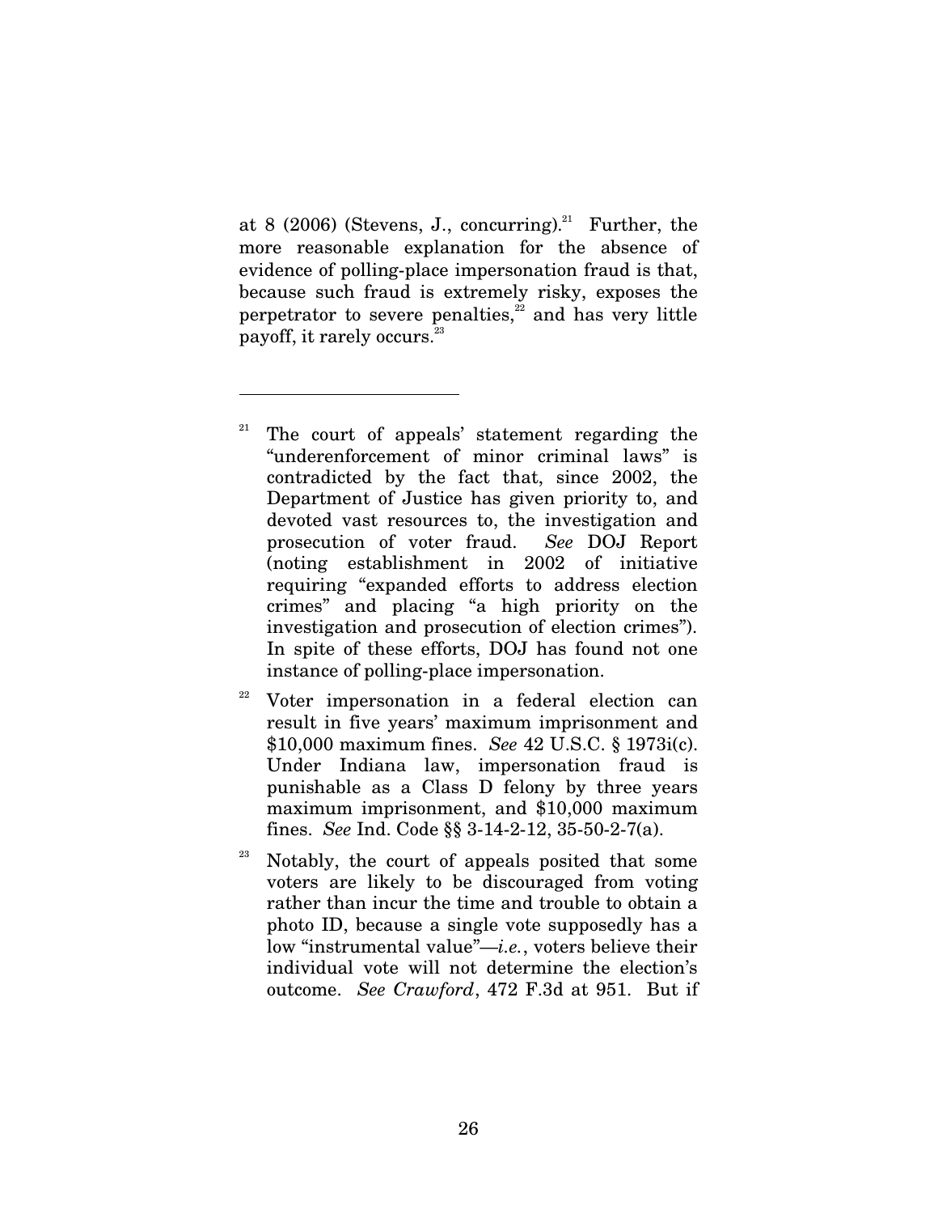at 8 (2006) (Stevens, J., concurring).[21] Further, the more reasonable explanation for the absence of evidence of polling-place impersonation fraud is that, because such fraud is extremely risky, exposes the perpetrator to severe penalties,[22] and has very little payoff, it rarely occurs.[23]

---

[21] The court of appeals' statement regarding the "underenforcement of minor criminal laws" is contradicted by the fact that, since 2002, the Department of Justice has given priority to, and devoted vast resources to, the investigation and prosecution of voter fraud. *See* DOJ Report (noting establishment in 2002 of initiative requiring "expanded efforts to address election crimes" and placing "a high priority on the investigation and prosecution of election crimes"). In spite of these efforts, DOJ has found not one instance of polling-place impersonation.

[22] Voter impersonation in a federal election can result in five years' maximum imprisonment and $10,000 maximum fines. *See* 42 U.S.C. § 1973i(c). Under Indiana law, impersonation fraud is punishable as a Class D felony by three years maximum imprisonment, and $10,000 maximum fines. *See* Ind. Code §§ 3-14-2-12, 35-50-2-7(a).

[23] Notably, the court of appeals posited that some voters are likely to be discouraged from voting rather than incur the time and trouble to obtain a photo ID, because a single vote supposedly has a low "instrumental value"—*i.e.*, voters believe their individual vote will not determine the election's outcome. *See Crawford*, 472 F.3d at 951. But if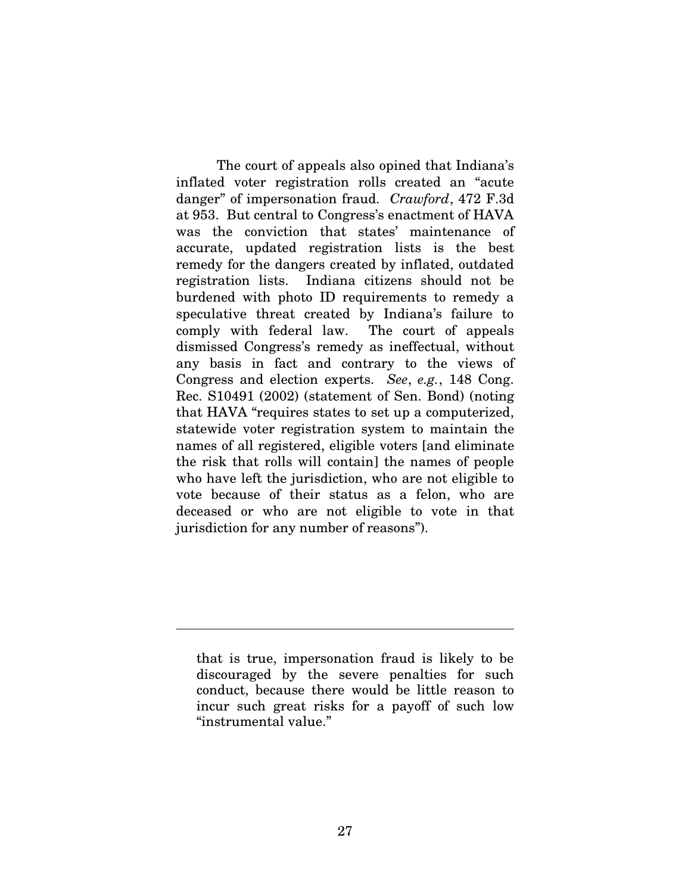The court of appeals also opined that Indiana's inflated voter registration rolls created an "acute danger" of impersonation fraud. *Crawford*, 472 F.3d at 953. But central to Congress's enactment of HAVA was the conviction that states' maintenance of accurate, updated registration lists is the best remedy for the dangers created by inflated, outdated registration lists. Indiana citizens should not be burdened with photo ID requirements to remedy a speculative threat created by Indiana's failure to comply with federal law. The court of appeals dismissed Congress's remedy as ineffectual, without any basis in fact and contrary to the views of Congress and election experts. *See*, *e.g.*, 148 Cong. Rec. S10491 (2002) (statement of Sen. Bond) (noting that HAVA "requires states to set up a computerized, statewide voter registration system to maintain the names of all registered, eligible voters [and eliminate the risk that rolls will contain] the names of people who have left the jurisdiction, who are not eligible to vote because of their status as a felon, who are deceased or who are not eligible to vote in that jurisdiction for any number of reasons").

---

that is true, impersonation fraud is likely to be discouraged by the severe penalties for such conduct, because there would be little reason to incur such great risks for a payoff of such low "instrumental value."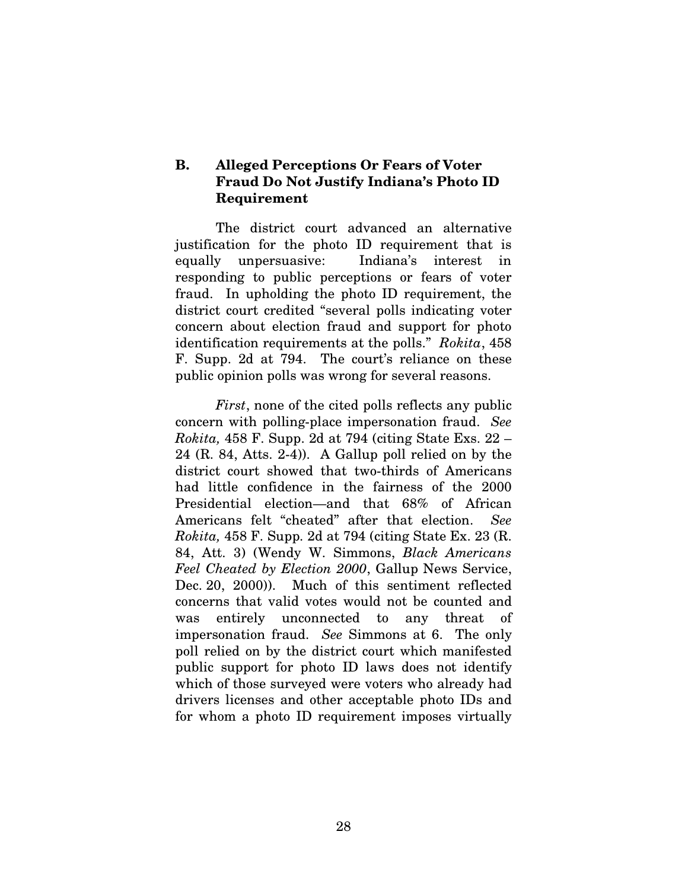### B. Alleged Perceptions Or Fears of Voter Fraud Do Not Justify Indiana's Photo ID Requirement

The district court advanced an alternative justification for the photo ID requirement that is equally unpersuasive: Indiana's interest in responding to public perceptions or fears of voter fraud. In upholding the photo ID requirement, the district court credited "several polls indicating voter concern about election fraud and support for photo identification requirements at the polls." *Rokita*, 458 F. Supp. 2d at 794. The court's reliance on these public opinion polls was wrong for several reasons.

*First*, none of the cited polls reflects any public concern with polling-place impersonation fraud. *See Rokita,* 458 F. Supp. 2d at 794 (citing State Exs. 22 – 24 (R. 84, Atts. 2-4)). A Gallup poll relied on by the district court showed that two-thirds of Americans had little confidence in the fairness of the 2000 Presidential election—and that 68% of African Americans felt "cheated" after that election. *See Rokita,* 458 F. Supp. 2d at 794 (citing State Ex. 23 (R. 84, Att. 3) (Wendy W. Simmons, *Black Americans Feel Cheated by Election 2000*, Gallup News Service, Dec. 20, 2000)). Much of this sentiment reflected concerns that valid votes would not be counted and was entirely unconnected to any threat of impersonation fraud. *See* Simmons at 6. The only poll relied on by the district court which manifested public support for photo ID laws does not identify which of those surveyed were voters who already had drivers licenses and other acceptable photo IDs and for whom a photo ID requirement imposes virtually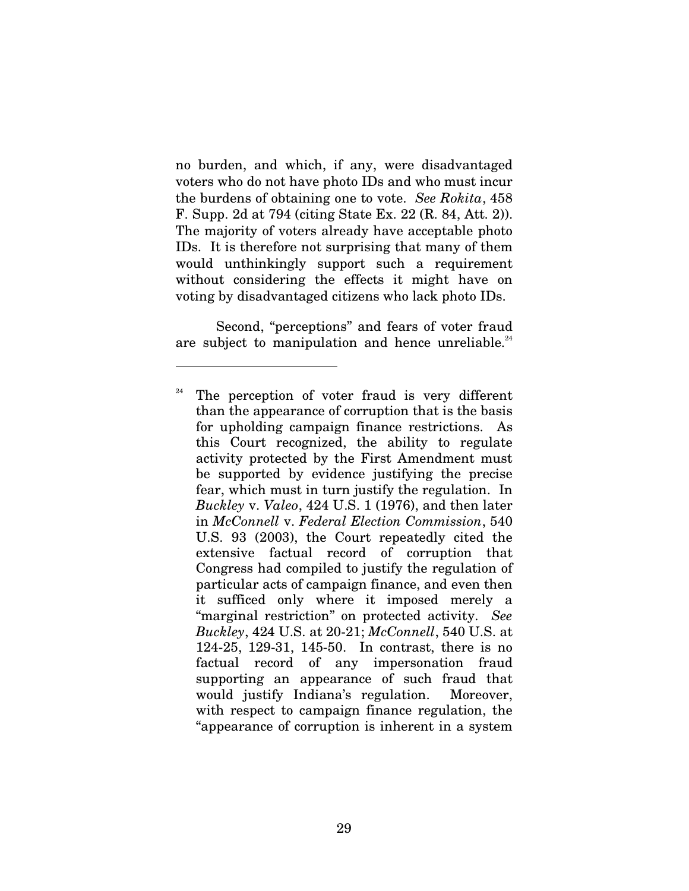no burden, and which, if any, were disadvantaged voters who do not have photo IDs and who must incur the burdens of obtaining one to vote. *See Rokita*, 458 F. Supp. 2d at 794 (citing State Ex. 22 (R. 84, Att. 2)). The majority of voters already have acceptable photo IDs. It is therefore not surprising that many of them would unthinkingly support such a requirement without considering the effects it might have on voting by disadvantaged citizens who lack photo IDs.

Second, "perceptions" and fears of voter fraud are subject to manipulation and hence unreliable.[24]

---

[24] The perception of voter fraud is very different than the appearance of corruption that is the basis for upholding campaign finance restrictions. As this Court recognized, the ability to regulate activity protected by the First Amendment must be supported by evidence justifying the precise fear, which must in turn justify the regulation. In *Buckley* v. *Valeo*, 424 U.S. 1 (1976), and then later in *McConnell* v. *Federal Election Commission*, 540 U.S. 93 (2003), the Court repeatedly cited the extensive factual record of corruption that Congress had compiled to justify the regulation of particular acts of campaign finance, and even then it sufficed only where it imposed merely a "marginal restriction" on protected activity. *See Buckley*, 424 U.S. at 20-21; *McConnell*, 540 U.S. at 124-25, 129-31, 145-50. In contrast, there is no factual record of any impersonation fraud supporting an appearance of such fraud that would justify Indiana's regulation. Moreover, with respect to campaign finance regulation, the "appearance of corruption is inherent in a system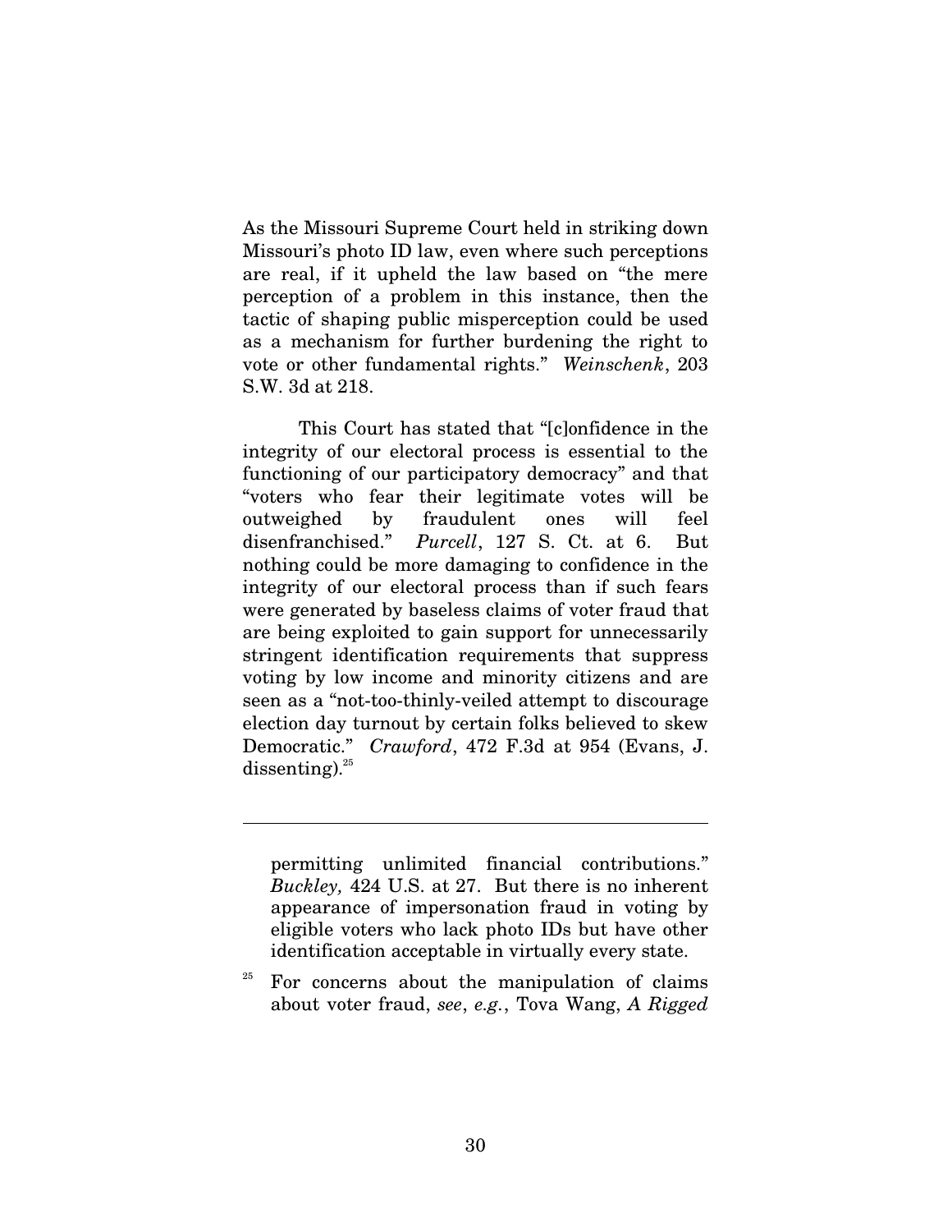As the Missouri Supreme Court held in striking down Missouri's photo ID law, even where such perceptions are real, if it upheld the law based on "the mere perception of a problem in this instance, then the tactic of shaping public misperception could be used as a mechanism for further burdening the right to vote or other fundamental rights." *Weinschenk*, 203 S.W. 3d at 218.

This Court has stated that "[c]onfidence in the integrity of our electoral process is essential to the functioning of our participatory democracy" and that "voters who fear their legitimate votes will be outweighed by fraudulent ones will feel disenfranchised." *Purcell*, 127 S. Ct. at 6. But nothing could be more damaging to confidence in the integrity of our electoral process than if such fears were generated by baseless claims of voter fraud that are being exploited to gain support for unnecessarily stringent identification requirements that suppress voting by low income and minority citizens and are seen as a "not-too-thinly-veiled attempt to discourage election day turnout by certain folks believed to skew Democratic." *Crawford*, 472 F.3d at 954 (Evans, J. dissenting).[25]

---

permitting unlimited financial contributions." *Buckley,* 424 U.S. at 27. But there is no inherent appearance of impersonation fraud in voting by eligible voters who lack photo IDs but have other identification acceptable in virtually every state.

[25] For concerns about the manipulation of claims about voter fraud, *see*, *e.g.*, Tova Wang, *A Rigged*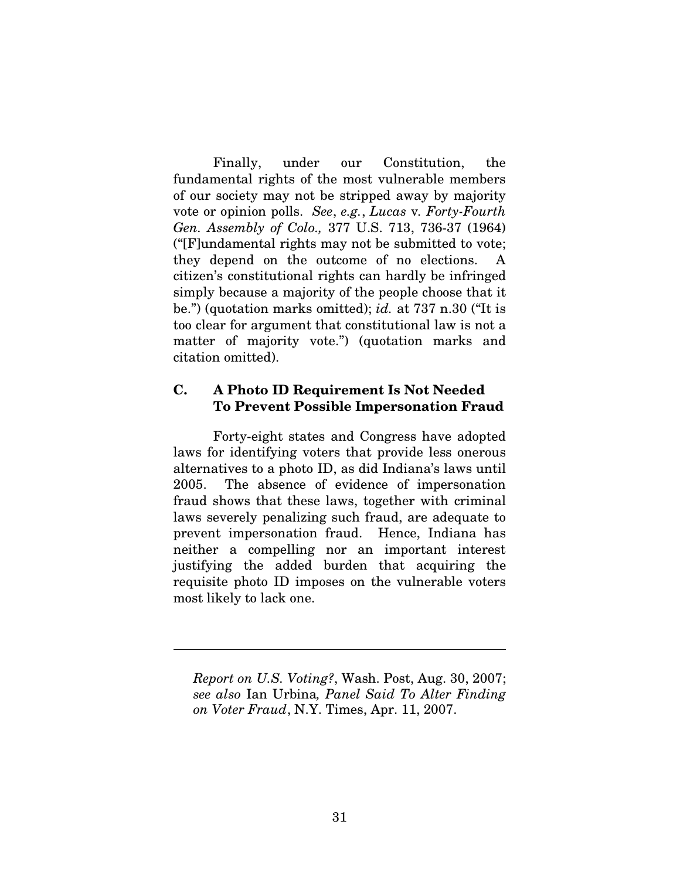Finally, under our Constitution, the fundamental rights of the most vulnerable members of our society may not be stripped away by majority vote or opinion polls. *See*, *e.g.*, *Lucas* v. *Forty-Fourth Gen. Assembly of Colo.,* 377 U.S. 713, 736-37 (1964) ("[F]undamental rights may not be submitted to vote; they depend on the outcome of no elections. A citizen's constitutional rights can hardly be infringed simply because a majority of the people choose that it be.") (quotation marks omitted); *id.* at 737 n.30 ("It is too clear for argument that constitutional law is not a matter of majority vote.") (quotation marks and citation omitted).

### C. A Photo ID Requirement Is Not Needed To Prevent Possible Impersonation Fraud

Forty-eight states and Congress have adopted laws for identifying voters that provide less onerous alternatives to a photo ID, as did Indiana's laws until 2005. The absence of evidence of impersonation fraud shows that these laws, together with criminal laws severely penalizing such fraud, are adequate to prevent impersonation fraud. Hence, Indiana has neither a compelling nor an important interest justifying the added burden that acquiring the requisite photo ID imposes on the vulnerable voters most likely to lack one.

---

*Report on U.S. Voting?*, Wash. Post, Aug. 30, 2007; *see also* Ian Urbina*, Panel Said To Alter Finding on Voter Fraud*, N.Y. Times, Apr. 11, 2007.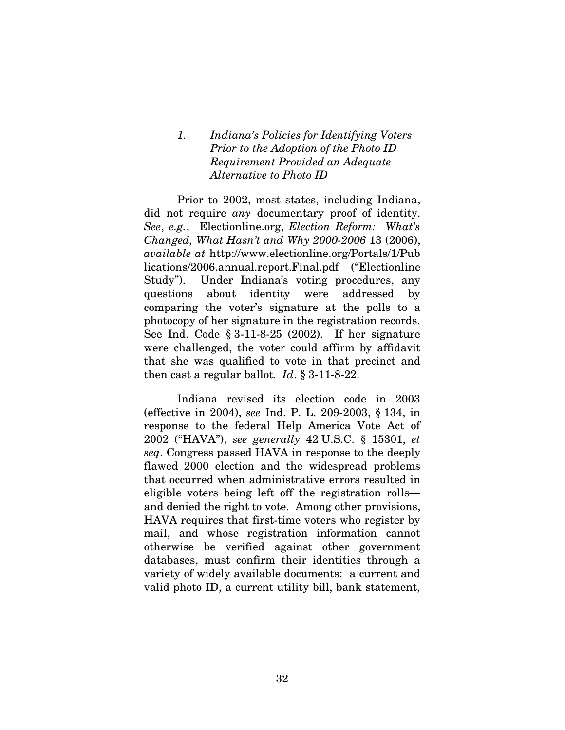### *1. Indiana's Policies for Identifying Voters Prior to the Adoption of the Photo ID Requirement Provided an Adequate Alternative to Photo ID*

Prior to 2002, most states, including Indiana, did not require *any* documentary proof of identity. *See*, *e.g.*, Electionline.org, *Election Reform: What's Changed, What Hasn't and Why 2000-2006* 13 (2006), *available at* http://www.electionline.org/Portals/1/Publications/2006.annual.report.Final.pdf ("Electionline Study"). Under Indiana's voting procedures, any questions about identity were addressed by comparing the voter's signature at the polls to a photocopy of her signature in the registration records. See Ind. Code § 3-11-8-25 (2002). If her signature were challenged, the voter could affirm by affidavit that she was qualified to vote in that precinct and then cast a regular ballot*. Id*. § 3-11-8-22.

Indiana revised its election code in 2003 (effective in 2004), *see* Ind. P. L. 209-2003, § 134, in response to the federal Help America Vote Act of 2002 ("HAVA"), *see generally* 42 U.S.C. § 15301, *et seq*. Congress passed HAVA in response to the deeply flawed 2000 election and the widespread problems that occurred when administrative errors resulted in eligible voters being left off the registration rolls—and denied the right to vote. Among other provisions, HAVA requires that first-time voters who register by mail, and whose registration information cannot otherwise be verified against other government databases, must confirm their identities through a variety of widely available documents: a current and valid photo ID, a current utility bill, bank statement,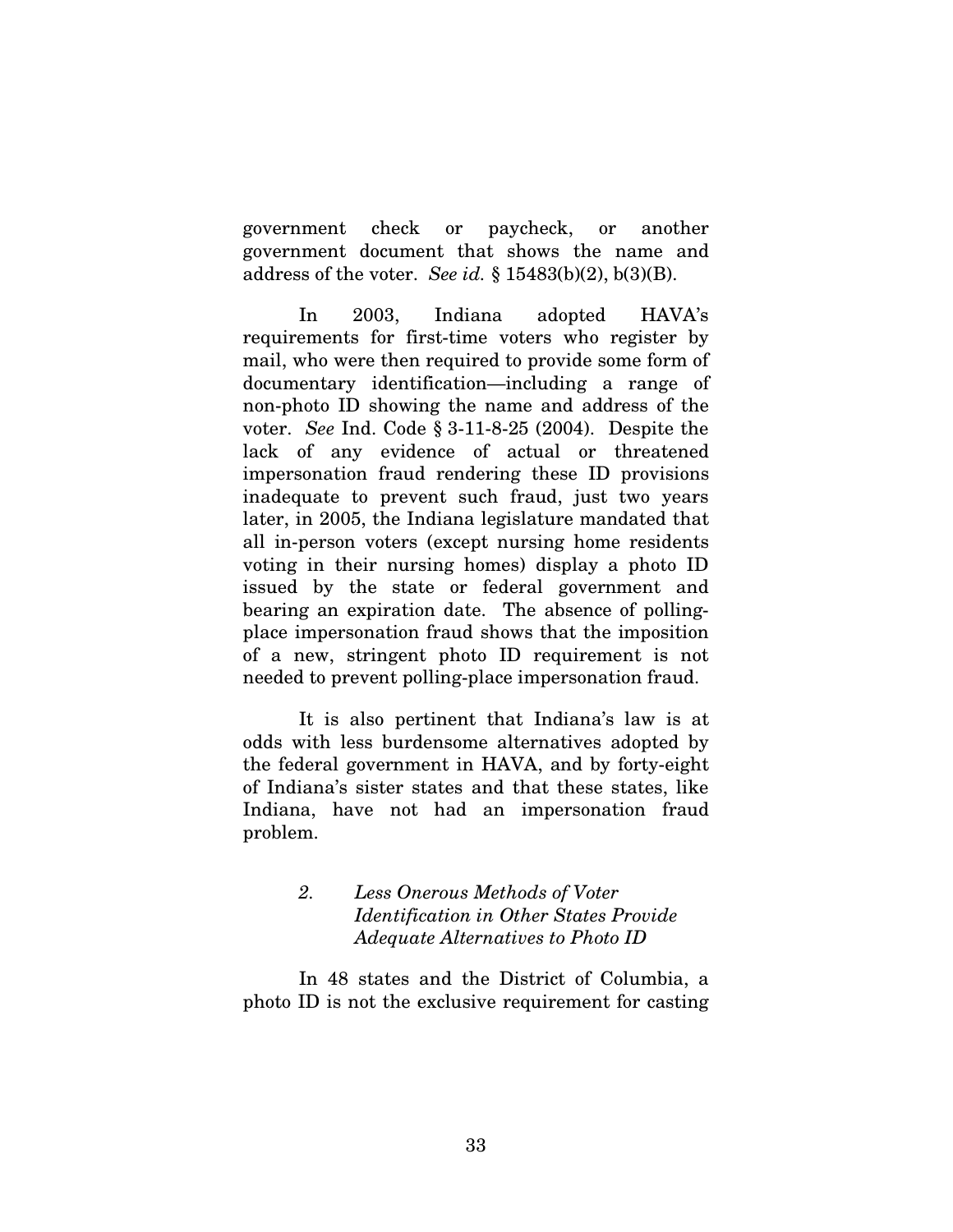government check or paycheck, or another government document that shows the name and address of the voter. *See id.* § 15483(b)(2), b(3)(B).

In 2003, Indiana adopted HAVA's requirements for first-time voters who register by mail, who were then required to provide some form of documentary identification—including a range of non-photo ID showing the name and address of the voter. *See* Ind. Code § 3-11-8-25 (2004). Despite the lack of any evidence of actual or threatened impersonation fraud rendering these ID provisions inadequate to prevent such fraud, just two years later, in 2005, the Indiana legislature mandated that all in-person voters (except nursing home residents voting in their nursing homes) display a photo ID issued by the state or federal government and bearing an expiration date. The absence of polling-place impersonation fraud shows that the imposition of a new, stringent photo ID requirement is not needed to prevent polling-place impersonation fraud.

It is also pertinent that Indiana's law is at odds with less burdensome alternatives adopted by the federal government in HAVA, and by forty-eight of Indiana's sister states and that these states, like Indiana, have not had an impersonation fraud problem.

*2. Less Onerous Methods of Voter Identification in Other States Provide Adequate Alternatives to Photo ID*

In 48 states and the District of Columbia, a photo ID is not the exclusive requirement for casting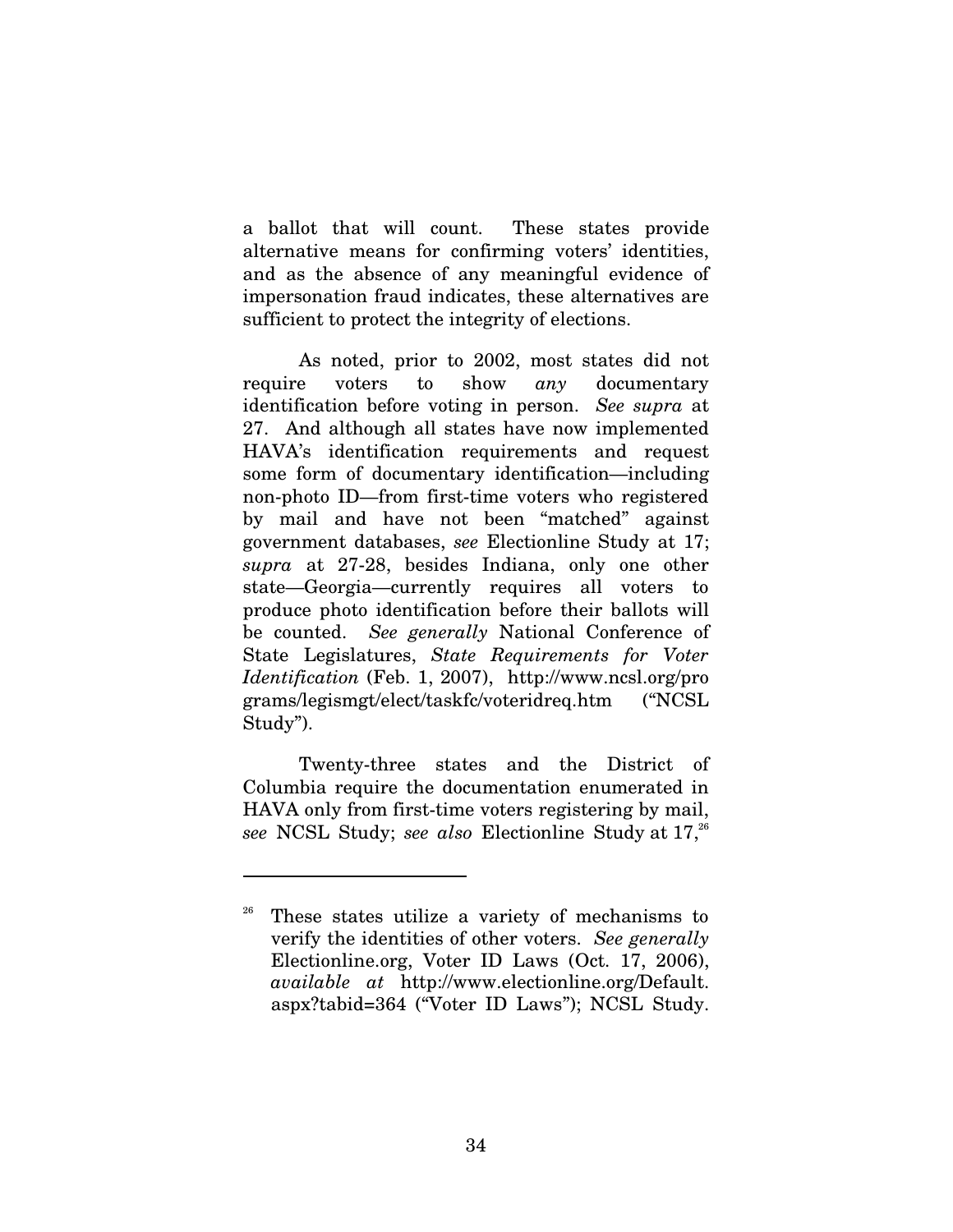a ballot that will count. These states provide alternative means for confirming voters' identities, and as the absence of any meaningful evidence of impersonation fraud indicates, these alternatives are sufficient to protect the integrity of elections.

As noted, prior to 2002, most states did not require voters to show *any* documentary identification before voting in person. *See supra* at 27. And although all states have now implemented HAVA's identification requirements and request some form of documentary identification—including non-photo ID—from first-time voters who registered by mail and have not been "matched" against government databases, *see* Electionline Study at 17; *supra* at 27-28, besides Indiana, only one other state—Georgia—currently requires all voters to produce photo identification before their ballots will be counted. *See generally* National Conference of State Legislatures, *State Requirements for Voter Identification* (Feb. 1, 2007), http://www.ncsl.org/programs/legismgt/elect/taskfc/voteridreq.htm ("NCSL Study").

Twenty-three states and the District of Columbia require the documentation enumerated in HAVA only from first-time voters registering by mail, *see* NCSL Study; *see also* Electionline Study at 17,[26]

---

[26] These states utilize a variety of mechanisms to verify the identities of other voters. *See generally* Electionline.org, Voter ID Laws (Oct. 17, 2006), *available at* http://www.electionline.org/Default.aspx?tabid=364 ("Voter ID Laws"); NCSL Study.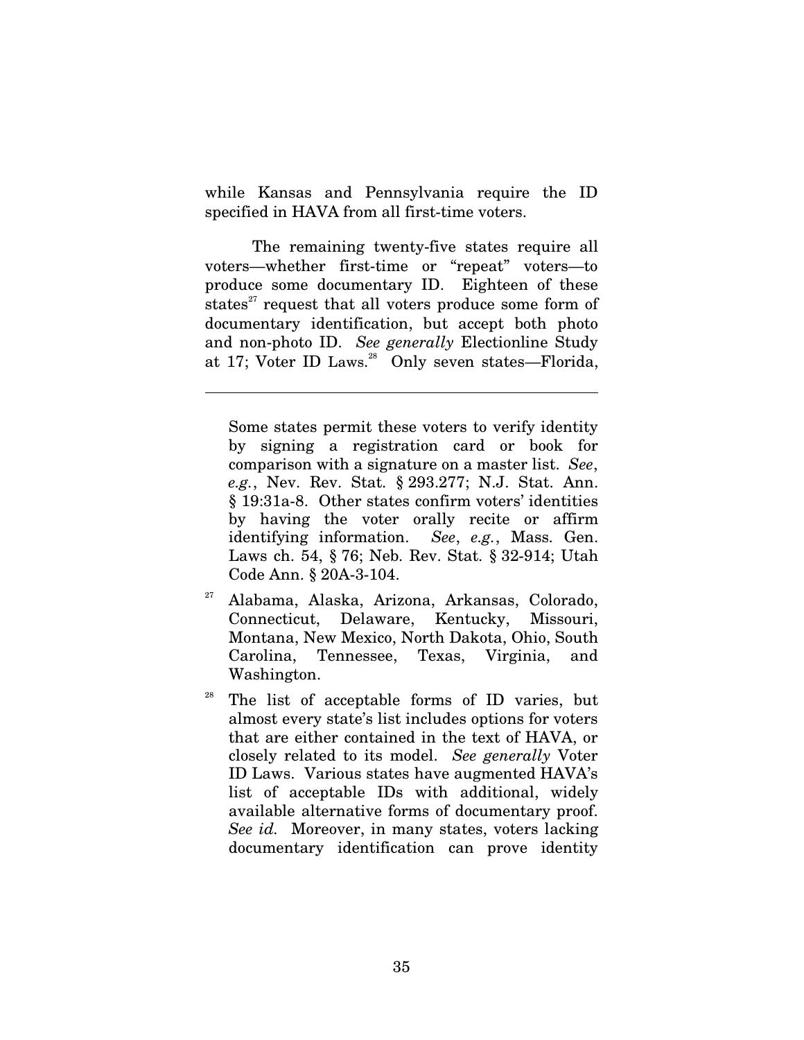while Kansas and Pennsylvania require the ID specified in HAVA from all first-time voters.

The remaining twenty-five states require all voters—whether first-time or "repeat" voters—to produce some documentary ID. Eighteen of these states[27] request that all voters produce some form of documentary identification, but accept both photo and non-photo ID. *See generally* Electionline Study at 17; Voter ID Laws.[28] Only seven states—Florida,

---

Some states permit these voters to verify identity by signing a registration card or book for comparison with a signature on a master list. *See*, *e.g.*, Nev. Rev. Stat. § 293.277; N.J. Stat. Ann. § 19:31a-8. Other states confirm voters' identities by having the voter orally recite or affirm identifying information. *See*, *e.g.*, Mass. Gen. Laws ch. 54, § 76; Neb. Rev. Stat. § 32-914; Utah Code Ann. § 20A-3-104.

[27] Alabama, Alaska, Arizona, Arkansas, Colorado, Connecticut, Delaware, Kentucky, Missouri, Montana, New Mexico, North Dakota, Ohio, South Carolina, Tennessee, Texas, Virginia, and Washington.

[28] The list of acceptable forms of ID varies, but almost every state's list includes options for voters that are either contained in the text of HAVA, or closely related to its model. *See generally* Voter ID Laws. Various states have augmented HAVA's list of acceptable IDs with additional, widely available alternative forms of documentary proof. *See id.* Moreover, in many states, voters lacking documentary identification can prove identity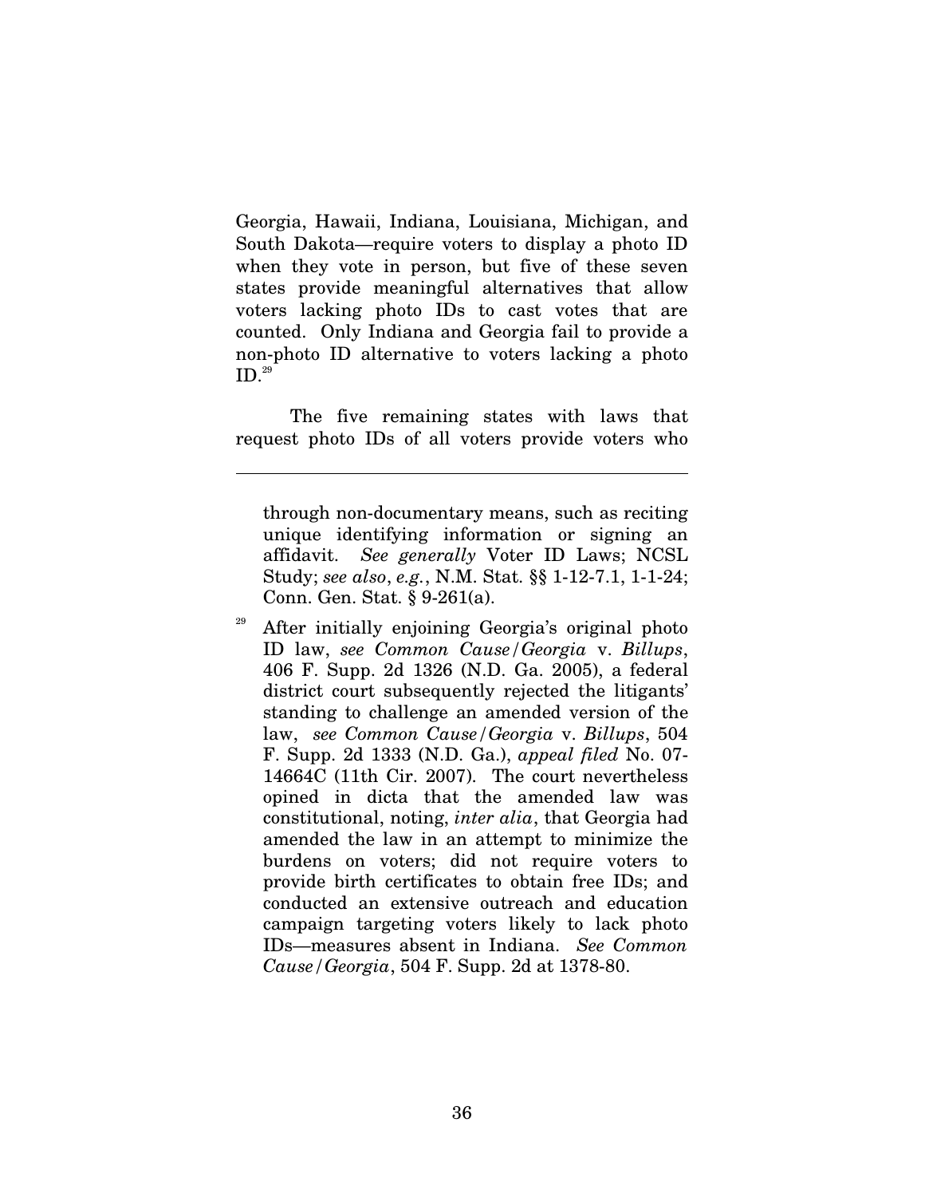Georgia, Hawaii, Indiana, Louisiana, Michigan, and South Dakota—require voters to display a photo ID when they vote in person, but five of these seven states provide meaningful alternatives that allow voters lacking photo IDs to cast votes that are counted. Only Indiana and Georgia fail to provide a non-photo ID alternative to voters lacking a photo ID.[29]

The five remaining states with laws that request photo IDs of all voters provide voters who

---

through non-documentary means, such as reciting unique identifying information or signing an affidavit. *See generally* Voter ID Laws; NCSL Study; *see also*, *e.g.*, N.M. Stat. §§ 1-12-7.1, 1-1-24; Conn. Gen. Stat. § 9-261(a).

[29] After initially enjoining Georgia's original photo ID law, *see Common Cause/Georgia* v. *Billups*, 406 F. Supp. 2d 1326 (N.D. Ga. 2005), a federal district court subsequently rejected the litigants' standing to challenge an amended version of the law, *see Common Cause/Georgia* v. *Billups*, 504 F. Supp. 2d 1333 (N.D. Ga.), *appeal filed* No. 07-14664C (11th Cir. 2007). The court nevertheless opined in dicta that the amended law was constitutional, noting, *inter alia*, that Georgia had amended the law in an attempt to minimize the burdens on voters; did not require voters to provide birth certificates to obtain free IDs; and conducted an extensive outreach and education campaign targeting voters likely to lack photo IDs—measures absent in Indiana. *See Common Cause/Georgia*, 504 F. Supp. 2d at 1378-80.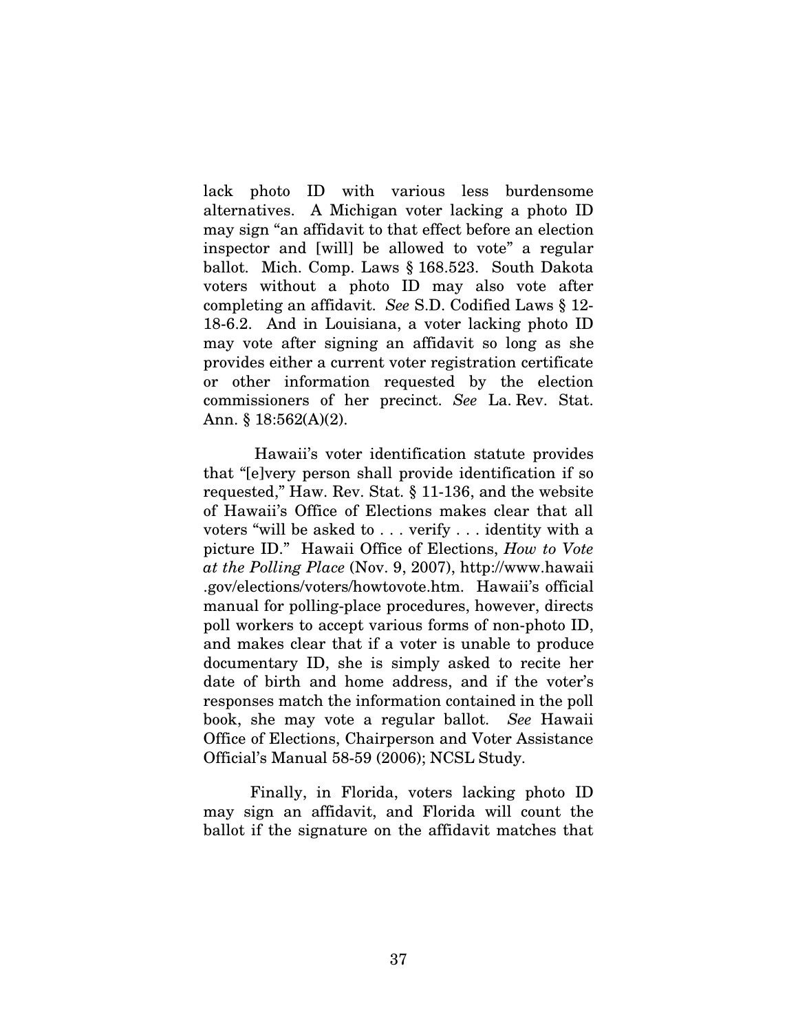lack photo ID with various less burdensome alternatives. A Michigan voter lacking a photo ID may sign "an affidavit to that effect before an election inspector and [will] be allowed to vote" a regular ballot. Mich. Comp. Laws § 168.523. South Dakota voters without a photo ID may also vote after completing an affidavit. *See* S.D. Codified Laws § 12-18-6.2. And in Louisiana, a voter lacking photo ID may vote after signing an affidavit so long as she provides either a current voter registration certificate or other information requested by the election commissioners of her precinct. *See* La. Rev. Stat. Ann. § 18:562(A)(2).

Hawaii's voter identification statute provides that "[e]very person shall provide identification if so requested," Haw. Rev. Stat. § 11-136, and the website of Hawaii's Office of Elections makes clear that all voters "will be asked to . . . verify . . . identity with a picture ID." Hawaii Office of Elections, *How to Vote at the Polling Place* (Nov. 9, 2007), http://www.hawaii.gov/elections/voters/howtovote.htm. Hawaii's official manual for polling-place procedures, however, directs poll workers to accept various forms of non-photo ID, and makes clear that if a voter is unable to produce documentary ID, she is simply asked to recite her date of birth and home address, and if the voter's responses match the information contained in the poll book, she may vote a regular ballot. *See* Hawaii Office of Elections, Chairperson and Voter Assistance Official's Manual 58-59 (2006); NCSL Study.

Finally, in Florida, voters lacking photo ID may sign an affidavit, and Florida will count the ballot if the signature on the affidavit matches that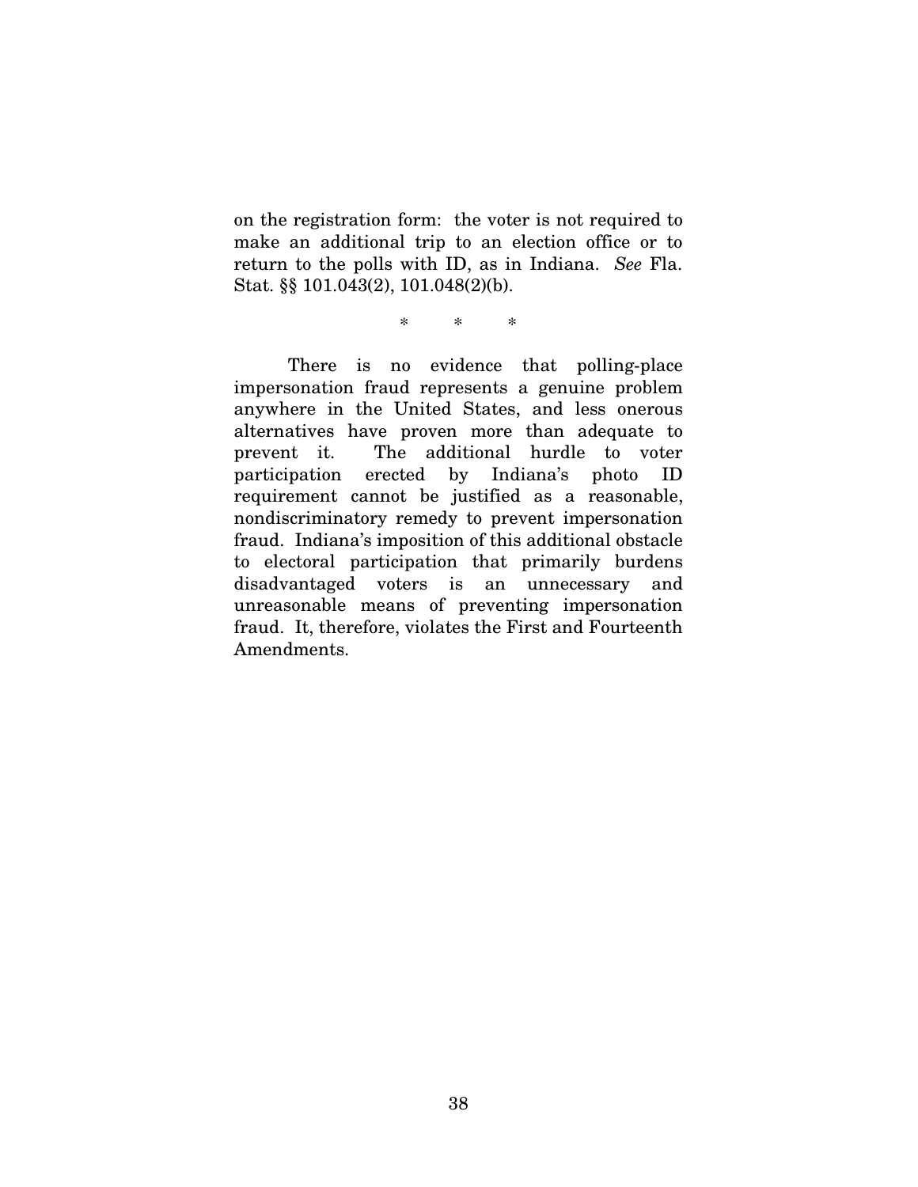on the registration form: the voter is not required to make an additional trip to an election office or to return to the polls with ID, as in Indiana. *See* Fla. Stat. §§ 101.043(2), 101.048(2)(b).

\* \* \*

There is no evidence that polling-place impersonation fraud represents a genuine problem anywhere in the United States, and less onerous alternatives have proven more than adequate to prevent it. The additional hurdle to voter participation erected by Indiana's photo ID requirement cannot be justified as a reasonable, nondiscriminatory remedy to prevent impersonation fraud. Indiana's imposition of this additional obstacle to electoral participation that primarily burdens disadvantaged voters is an unnecessary and unreasonable means of preventing impersonation fraud. It, therefore, violates the First and Fourteenth Amendments.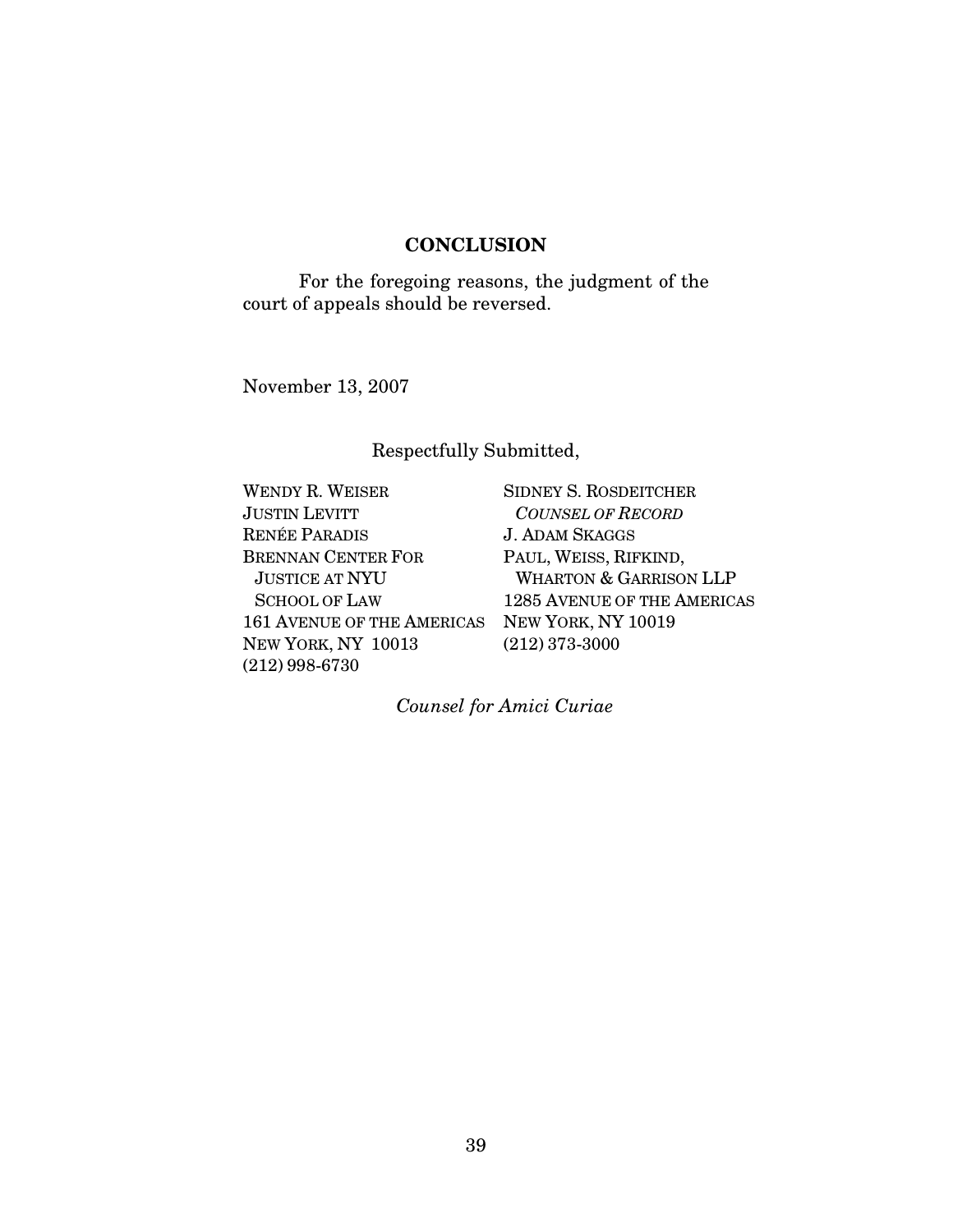## CONCLUSION

For the foregoing reasons, the judgment of the court of appeals should be reversed.

November 13, 2007

Respectfully Submitted,

WENDY R. WEISER
JUSTIN LEVITT
RENÉE PARADIS
BRENNAN CENTER FOR JUSTICE AT NYU SCHOOL OF LAW
161 AVENUE OF THE AMERICAS
NEW YORK, NY 10013
(212) 998-6730

SIDNEY S. ROSDEITCHER
*COUNSEL OF RECORD*
J. ADAM SKAGGS
PAUL, WEISS, RIFKIND, WHARTON & GARRISON LLP
1285 AVENUE OF THE AMERICAS
NEW YORK, NY 10019
(212) 373-3000

*Counsel for Amici Curiae*